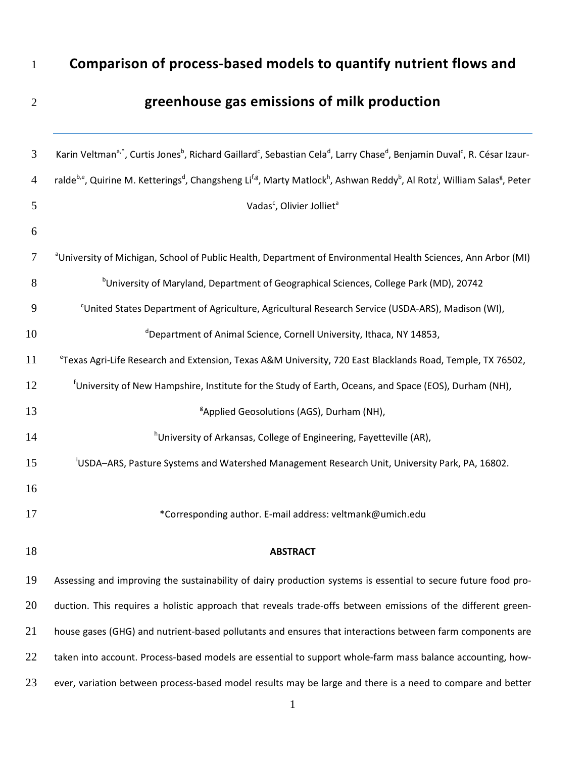# Comparison of process-based models to quantify nutrient flows and greenhouse gas emissions of milk production

Karin Veltman[a,*], Curtis Jones[b], Richard Gaillard[c], Sebastian Cela[d], Larry Chase[d], Benjamin Duval[c], R. César Izaurralde[b,e], Quirine M. Ketterings[d], Changsheng Li[f,g], Marty Matlock[h], Ashwan Reddy[b], Al Rotz[i], William Salas[g], Peter Vadas[c], Olivier Jolliet[a]

[a]University of Michigan, School of Public Health, Department of Environmental Health Sciences, Ann Arbor (MI)

[b]University of Maryland, Department of Geographical Sciences, College Park (MD), 20742

[c]United States Department of Agriculture, Agricultural Research Service (USDA-ARS), Madison (WI),

[d]Department of Animal Science, Cornell University, Ithaca, NY 14853,

[e]Texas Agri-Life Research and Extension, Texas A&M University, 720 East Blacklands Road, Temple, TX 76502,

[f]University of New Hampshire, Institute for the Study of Earth, Oceans, and Space (EOS), Durham (NH),

[g]Applied Geosolutions (AGS), Durham (NH),

[h]University of Arkansas, College of Engineering, Fayetteville (AR),

[i]USDA–ARS, Pasture Systems and Watershed Management Research Unit, University Park, PA, 16802.

*Corresponding author. E-mail address: veltmank@umich.edu

## ABSTRACT

Assessing and improving the sustainability of dairy production systems is essential to secure future food production. This requires a holistic approach that reveals trade-offs between emissions of the different greenhouse gases (GHG) and nutrient-based pollutants and ensures that interactions between farm components are taken into account. Process-based models are essential to support whole-farm mass balance accounting, however, variation between process-based model results may be large and there is a need to compare and better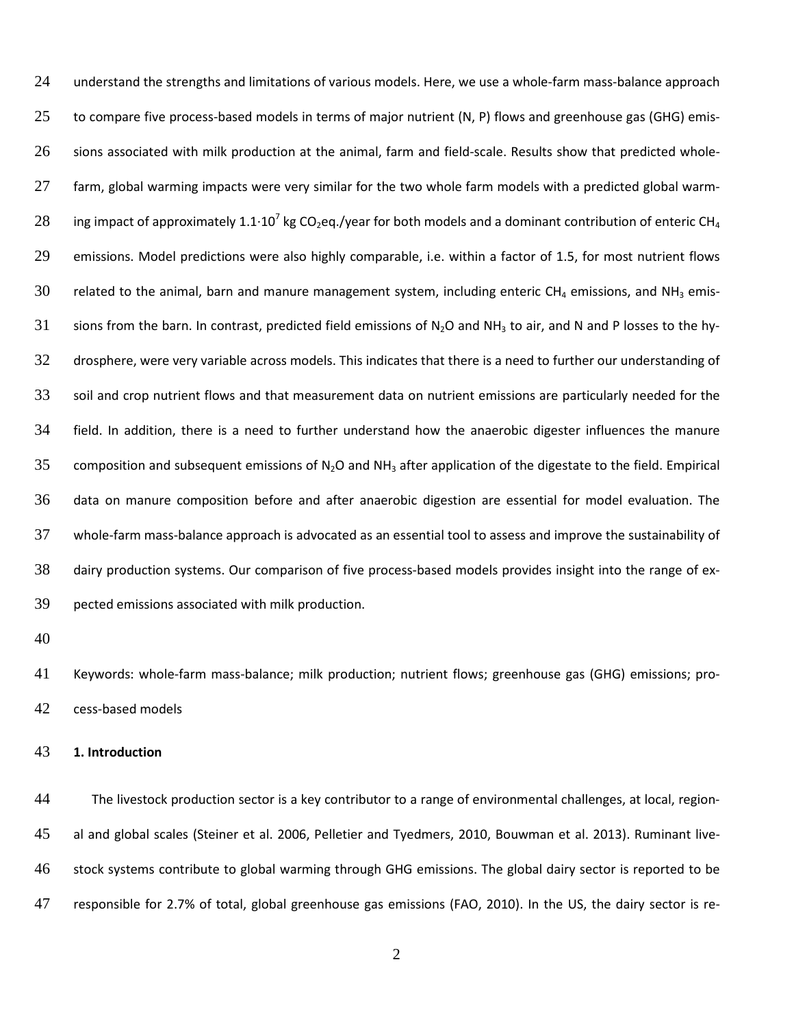understand the strengths and limitations of various models. Here, we use a whole-farm mass-balance approach to compare five process-based models in terms of major nutrient (N, P) flows and greenhouse gas (GHG) emissions associated with milk production at the animal, farm and field-scale. Results show that predicted whole-farm, global warming impacts were very similar for the two whole farm models with a predicted global warming impact of approximately $1.1 \cdot 10^7$ kg $CO_2$eq./year for both models and a dominant contribution of enteric $CH_4$ emissions. Model predictions were also highly comparable, i.e. within a factor of 1.5, for most nutrient flows related to the animal, barn and manure management system, including enteric $CH_4$ emissions, and $NH_3$ emissions from the barn. In contrast, predicted field emissions of $N_2O$ and $NH_3$ to air, and N and P losses to the hydrosphere, were very variable across models. This indicates that there is a need to further our understanding of soil and crop nutrient flows and that measurement data on nutrient emissions are particularly needed for the field. In addition, there is a need to further understand how the anaerobic digester influences the manure composition and subsequent emissions of $N_2O$ and $NH_3$ after application of the digestate to the field. Empirical data on manure composition before and after anaerobic digestion are essential for model evaluation. The whole-farm mass-balance approach is advocated as an essential tool to assess and improve the sustainability of dairy production systems. Our comparison of five process-based models provides insight into the range of expected emissions associated with milk production.

Keywords: whole-farm mass-balance; milk production; nutrient flows; greenhouse gas (GHG) emissions; process-based models

## 1. Introduction

The livestock production sector is a key contributor to a range of environmental challenges, at local, regional and global scales (Steiner et al. 2006, Pelletier and Tyedmers, 2010, Bouwman et al. 2013). Ruminant livestock systems contribute to global warming through GHG emissions. The global dairy sector is reported to be responsible for 2.7% of total, global greenhouse gas emissions (FAO, 2010). In the US, the dairy sector is re-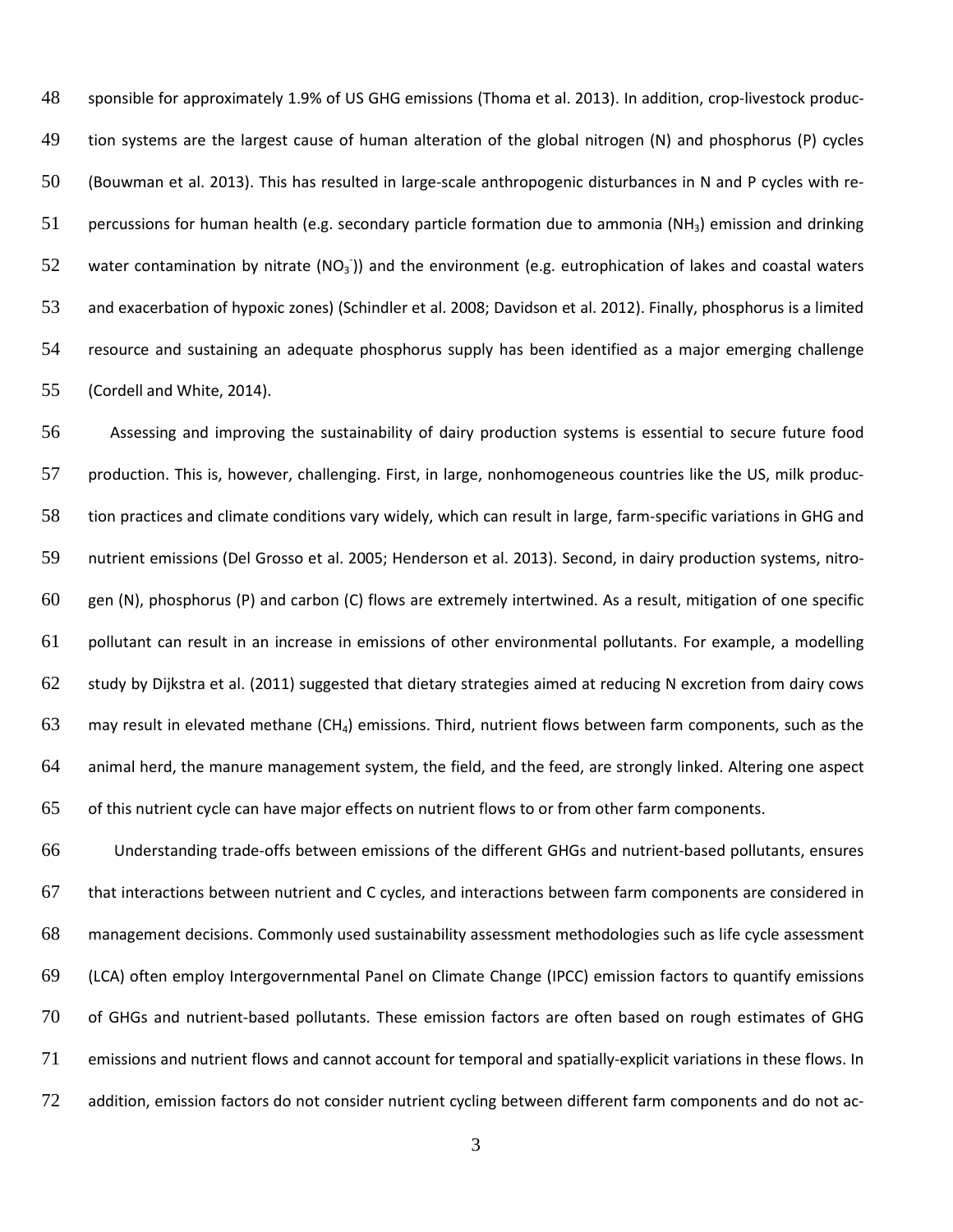sponsible for approximately 1.9% of US GHG emissions (Thoma et al. 2013). In addition, crop-livestock production systems are the largest cause of human alteration of the global nitrogen (N) and phosphorus (P) cycles (Bouwman et al. 2013). This has resulted in large-scale anthropogenic disturbances in N and P cycles with repercussions for human health (e.g. secondary particle formation due to ammonia ($NH_3$) emission and drinking water contamination by nitrate ($NO_3^-$)) and the environment (e.g. eutrophication of lakes and coastal waters and exacerbation of hypoxic zones) (Schindler et al. 2008; Davidson et al. 2012). Finally, phosphorus is a limited resource and sustaining an adequate phosphorus supply has been identified as a major emerging challenge (Cordell and White, 2014).

Assessing and improving the sustainability of dairy production systems is essential to secure future food production. This is, however, challenging. First, in large, nonhomogeneous countries like the US, milk production practices and climate conditions vary widely, which can result in large, farm-specific variations in GHG and nutrient emissions (Del Grosso et al. 2005; Henderson et al. 2013). Second, in dairy production systems, nitrogen (N), phosphorus (P) and carbon (C) flows are extremely intertwined. As a result, mitigation of one specific pollutant can result in an increase in emissions of other environmental pollutants. For example, a modelling study by Dijkstra et al. (2011) suggested that dietary strategies aimed at reducing N excretion from dairy cows may result in elevated methane ($CH_4$) emissions. Third, nutrient flows between farm components, such as the animal herd, the manure management system, the field, and the feed, are strongly linked. Altering one aspect of this nutrient cycle can have major effects on nutrient flows to or from other farm components.

Understanding trade-offs between emissions of the different GHGs and nutrient-based pollutants, ensures that interactions between nutrient and C cycles, and interactions between farm components are considered in management decisions. Commonly used sustainability assessment methodologies such as life cycle assessment (LCA) often employ Intergovernmental Panel on Climate Change (IPCC) emission factors to quantify emissions of GHGs and nutrient-based pollutants. These emission factors are often based on rough estimates of GHG emissions and nutrient flows and cannot account for temporal and spatially-explicit variations in these flows. In addition, emission factors do not consider nutrient cycling between different farm components and do not ac-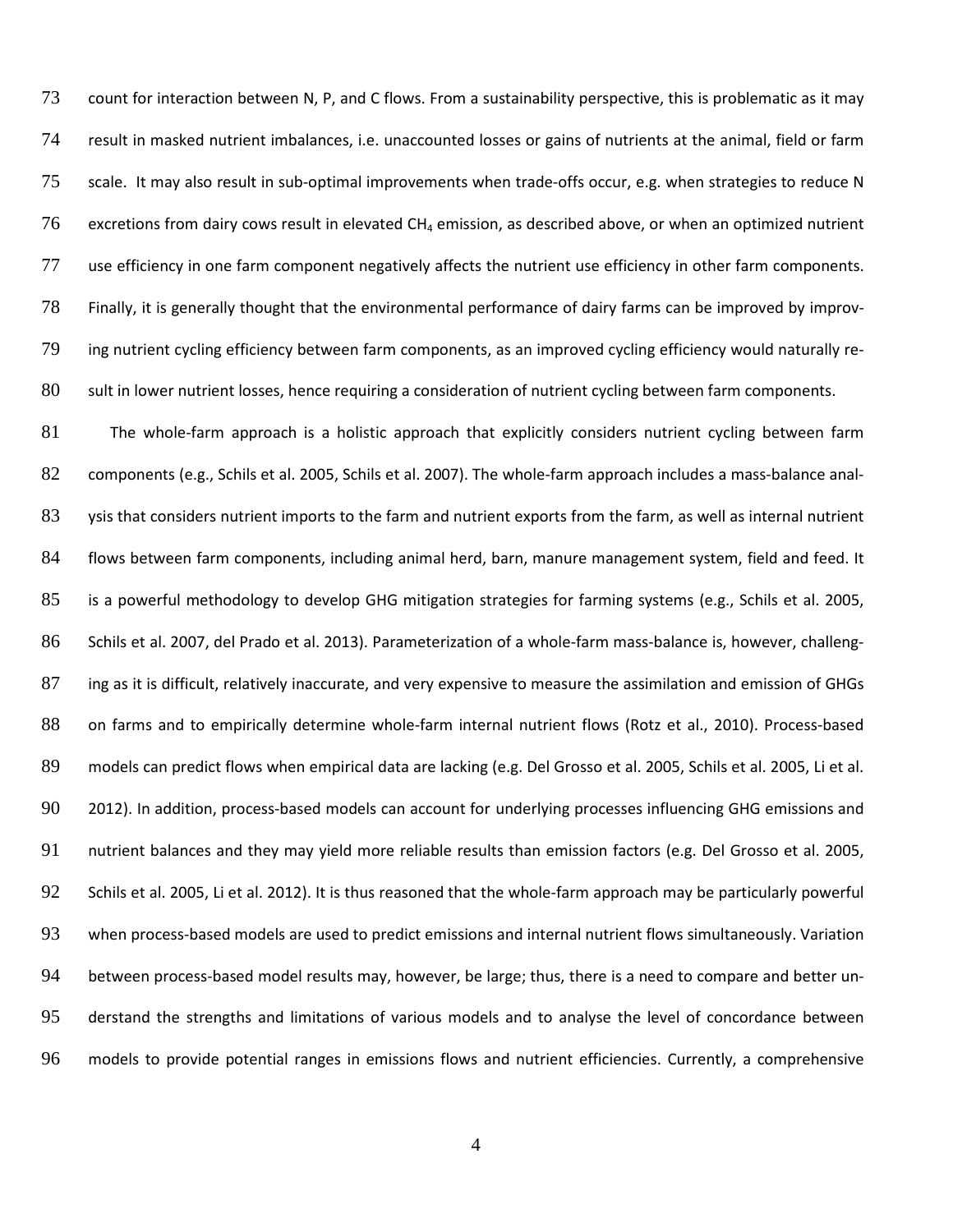count for interaction between N, P, and C flows. From a sustainability perspective, this is problematic as it may result in masked nutrient imbalances, i.e. unaccounted losses or gains of nutrients at the animal, field or farm scale. It may also result in sub-optimal improvements when trade-offs occur, e.g. when strategies to reduce N excretions from dairy cows result in elevated $CH_4$ emission, as described above, or when an optimized nutrient use efficiency in one farm component negatively affects the nutrient use efficiency in other farm components. Finally, it is generally thought that the environmental performance of dairy farms can be improved by improving nutrient cycling efficiency between farm components, as an improved cycling efficiency would naturally result in lower nutrient losses, hence requiring a consideration of nutrient cycling between farm components.

The whole-farm approach is a holistic approach that explicitly considers nutrient cycling between farm components (e.g., Schils et al. 2005, Schils et al. 2007). The whole-farm approach includes a mass-balance analysis that considers nutrient imports to the farm and nutrient exports from the farm, as well as internal nutrient flows between farm components, including animal herd, barn, manure management system, field and feed. It is a powerful methodology to develop GHG mitigation strategies for farming systems (e.g., Schils et al. 2005, Schils et al. 2007, del Prado et al. 2013). Parameterization of a whole-farm mass-balance is, however, challenging as it is difficult, relatively inaccurate, and very expensive to measure the assimilation and emission of GHGs on farms and to empirically determine whole-farm internal nutrient flows (Rotz et al., 2010). Process-based models can predict flows when empirical data are lacking (e.g. Del Grosso et al. 2005, Schils et al. 2005, Li et al. 2012). In addition, process-based models can account for underlying processes influencing GHG emissions and nutrient balances and they may yield more reliable results than emission factors (e.g. Del Grosso et al. 2005, Schils et al. 2005, Li et al. 2012). It is thus reasoned that the whole-farm approach may be particularly powerful when process-based models are used to predict emissions and internal nutrient flows simultaneously. Variation between process-based model results may, however, be large; thus, there is a need to compare and better understand the strengths and limitations of various models and to analyse the level of concordance between models to provide potential ranges in emissions flows and nutrient efficiencies. Currently, a comprehensive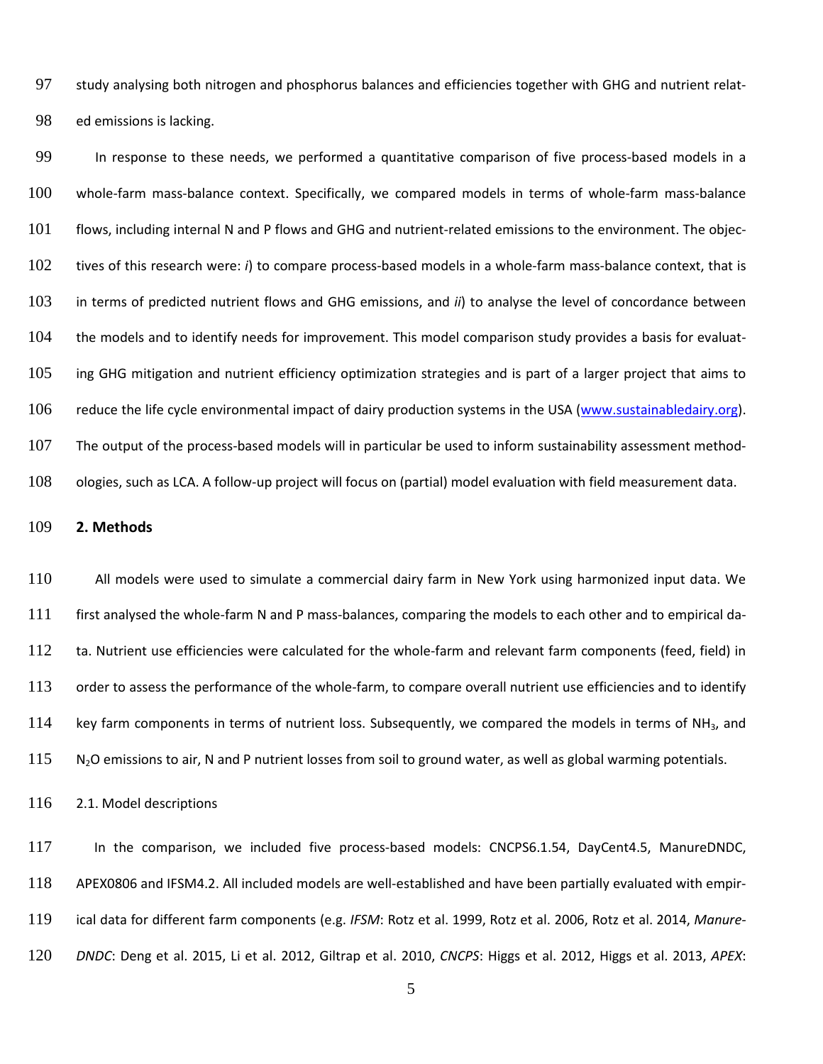study analysing both nitrogen and phosphorus balances and efficiencies together with GHG and nutrient related emissions is lacking.

In response to these needs, we performed a quantitative comparison of five process-based models in a whole-farm mass-balance context. Specifically, we compared models in terms of whole-farm mass-balance flows, including internal N and P flows and GHG and nutrient-related emissions to the environment. The objectives of this research were: *i*) to compare process-based models in a whole-farm mass-balance context, that is in terms of predicted nutrient flows and GHG emissions, and *ii*) to analyse the level of concordance between the models and to identify needs for improvement. This model comparison study provides a basis for evaluating GHG mitigation and nutrient efficiency optimization strategies and is part of a larger project that aims to reduce the life cycle environmental impact of dairy production systems in the USA (www.sustainabledairy.org). The output of the process-based models will in particular be used to inform sustainability assessment methodologies, such as LCA. A follow-up project will focus on (partial) model evaluation with field measurement data.

## 2. Methods

All models were used to simulate a commercial dairy farm in New York using harmonized input data. We first analysed the whole-farm N and P mass-balances, comparing the models to each other and to empirical data. Nutrient use efficiencies were calculated for the whole-farm and relevant farm components (feed, field) in order to assess the performance of the whole-farm, to compare overall nutrient use efficiencies and to identify key farm components in terms of nutrient loss. Subsequently, we compared the models in terms of $NH_3$, and $N_2O$ emissions to air, N and P nutrient losses from soil to ground water, as well as global warming potentials.

### 2.1. Model descriptions

In the comparison, we included five process-based models: CNCPS6.1.54, DayCent4.5, ManureDNDC, APEX0806 and IFSM4.2. All included models are well-established and have been partially evaluated with empirical data for different farm components (e.g. *IFSM*: Rotz et al. 1999, Rotz et al. 2006, Rotz et al. 2014, *Manure-DNDC*: Deng et al. 2015, Li et al. 2012, Giltrap et al. 2010, *CNCPS*: Higgs et al. 2012, Higgs et al. 2013, *APEX*: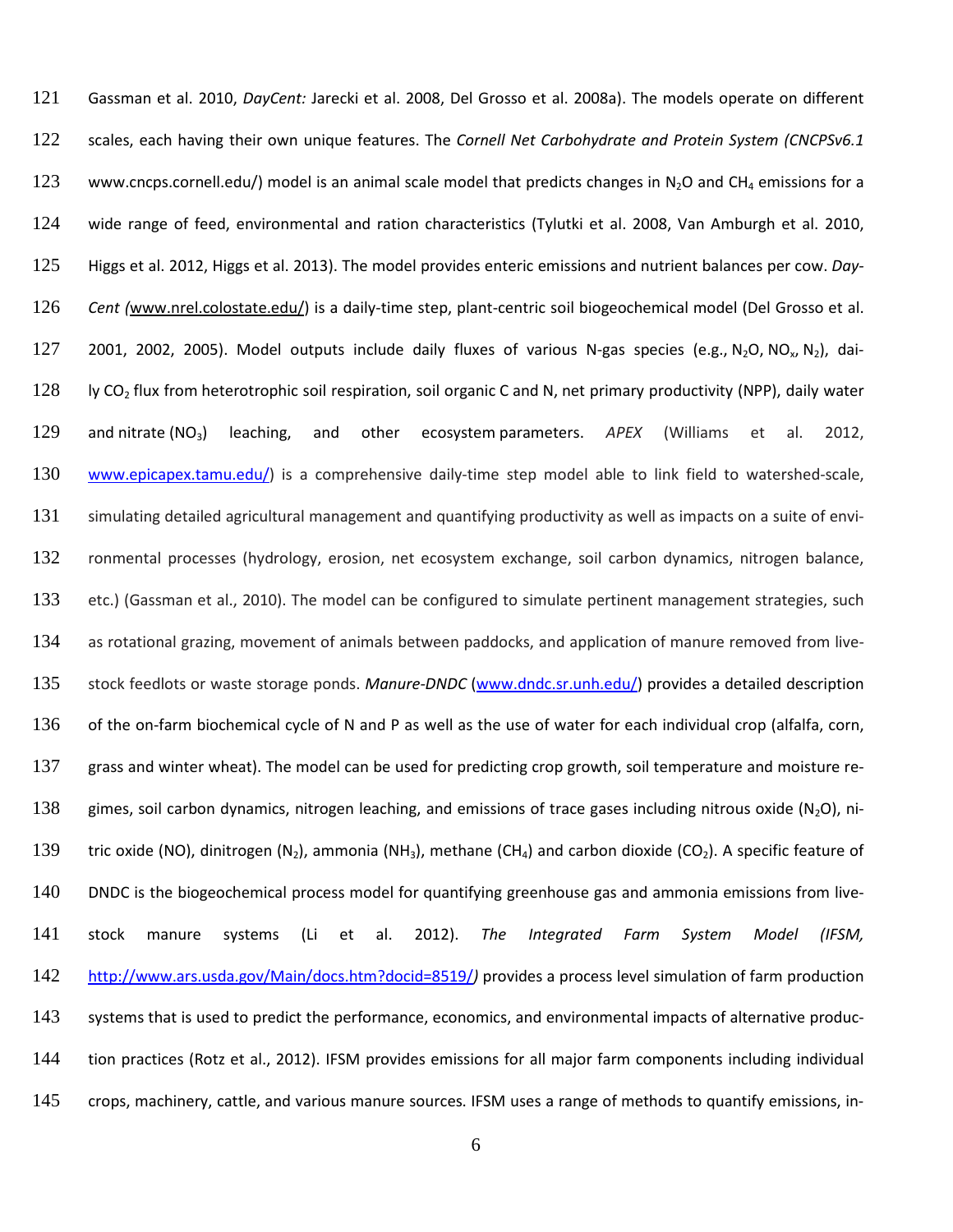Gassman et al. 2010, *DayCent:* Jarecki et al. 2008, Del Grosso et al. 2008a). The models operate on different scales, each having their own unique features. The *Cornell Net Carbohydrate and Protein System (CNCPSv6.1* www.cncps.cornell.edu/) model is an animal scale model that predicts changes in $N_2O$ and $CH_4$ emissions for a wide range of feed, environmental and ration characteristics (Tylutki et al. 2008, Van Amburgh et al. 2010, Higgs et al. 2012, Higgs et al. 2013). The model provides enteric emissions and nutrient balances per cow. *Day-Cent (*www.nrel.colostate.edu/) is a daily-time step, plant-centric soil biogeochemical model (Del Grosso et al. 2001, 2002, 2005). Model outputs include daily fluxes of various N-gas species (e.g., $N_2O$, $NO_x$, $N_2$), daily $CO_2$ flux from heterotrophic soil respiration, soil organic C and N, net primary productivity (NPP), daily water and nitrate ($NO_3$) leaching, and other ecosystem parameters. *APEX* (Williams et al. 2012, www.epicapex.tamu.edu/) is a comprehensive daily-time step model able to link field to watershed-scale, simulating detailed agricultural management and quantifying productivity as well as impacts on a suite of environmental processes (hydrology, erosion, net ecosystem exchange, soil carbon dynamics, nitrogen balance, etc.) (Gassman et al., 2010). The model can be configured to simulate pertinent management strategies, such as rotational grazing, movement of animals between paddocks, and application of manure removed from livestock feedlots or waste storage ponds. *Manure-DNDC* (www.dndc.sr.unh.edu/) provides a detailed description of the on-farm biochemical cycle of N and P as well as the use of water for each individual crop (alfalfa, corn, grass and winter wheat). The model can be used for predicting crop growth, soil temperature and moisture regimes, soil carbon dynamics, nitrogen leaching, and emissions of trace gases including nitrous oxide ($N_2O$), nitric oxide (NO), dinitrogen ($N_2$), ammonia ($NH_3$), methane ($CH_4$) and carbon dioxide ($CO_2$). A specific feature of DNDC is the biogeochemical process model for quantifying greenhouse gas and ammonia emissions from livestock manure systems (Li et al. 2012). *The Integrated Farm System Model (IFSM,* http://www.ars.usda.gov/Main/docs.htm?docid=8519/*)* provides a process level simulation of farm production systems that is used to predict the performance, economics, and environmental impacts of alternative production practices (Rotz et al., 2012). IFSM provides emissions for all major farm components including individual crops, machinery, cattle, and various manure sources. IFSM uses a range of methods to quantify emissions, in-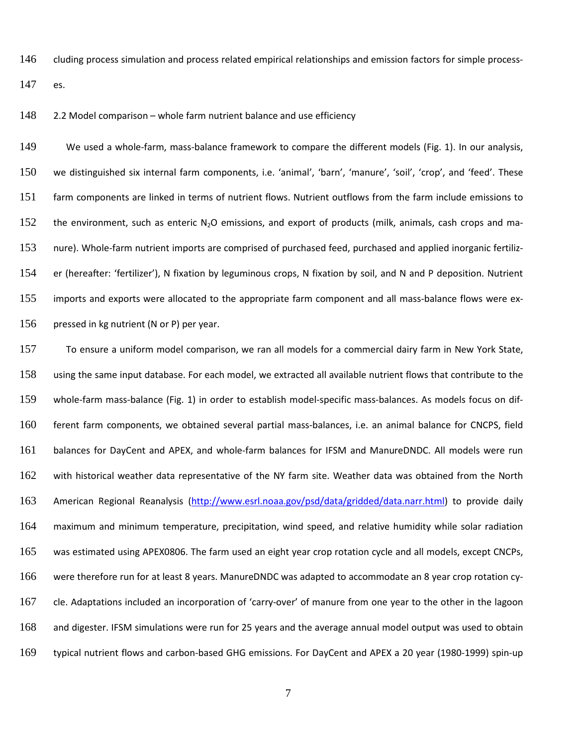cluding process simulation and process related empirical relationships and emission factors for simple processes.

## 2.2 Model comparison – whole farm nutrient balance and use efficiency

We used a whole-farm, mass-balance framework to compare the different models (Fig. 1). In our analysis, we distinguished six internal farm components, i.e. 'animal', 'barn', 'manure', 'soil', 'crop', and 'feed'. These farm components are linked in terms of nutrient flows. Nutrient outflows from the farm include emissions to the environment, such as enteric $N_2O$ emissions, and export of products (milk, animals, cash crops and manure). Whole-farm nutrient imports are comprised of purchased feed, purchased and applied inorganic fertilizer (hereafter: 'fertilizer'), N fixation by leguminous crops, N fixation by soil, and N and P deposition. Nutrient imports and exports were allocated to the appropriate farm component and all mass-balance flows were expressed in kg nutrient (N or P) per year.

To ensure a uniform model comparison, we ran all models for a commercial dairy farm in New York State, using the same input database. For each model, we extracted all available nutrient flows that contribute to the whole-farm mass-balance (Fig. 1) in order to establish model-specific mass-balances. As models focus on different farm components, we obtained several partial mass-balances, i.e. an animal balance for CNCPS, field balances for DayCent and APEX, and whole-farm balances for IFSM and ManureDNDC. All models were run with historical weather data representative of the NY farm site. Weather data was obtained from the North American Regional Reanalysis (http://www.esrl.noaa.gov/psd/data/gridded/data.narr.html) to provide daily maximum and minimum temperature, precipitation, wind speed, and relative humidity while solar radiation was estimated using APEX0806. The farm used an eight year crop rotation cycle and all models, except CNCPs, were therefore run for at least 8 years. ManureDNDC was adapted to accommodate an 8 year crop rotation cycle. Adaptations included an incorporation of 'carry-over' of manure from one year to the other in the lagoon and digester. IFSM simulations were run for 25 years and the average annual model output was used to obtain typical nutrient flows and carbon-based GHG emissions. For DayCent and APEX a 20 year (1980-1999) spin-up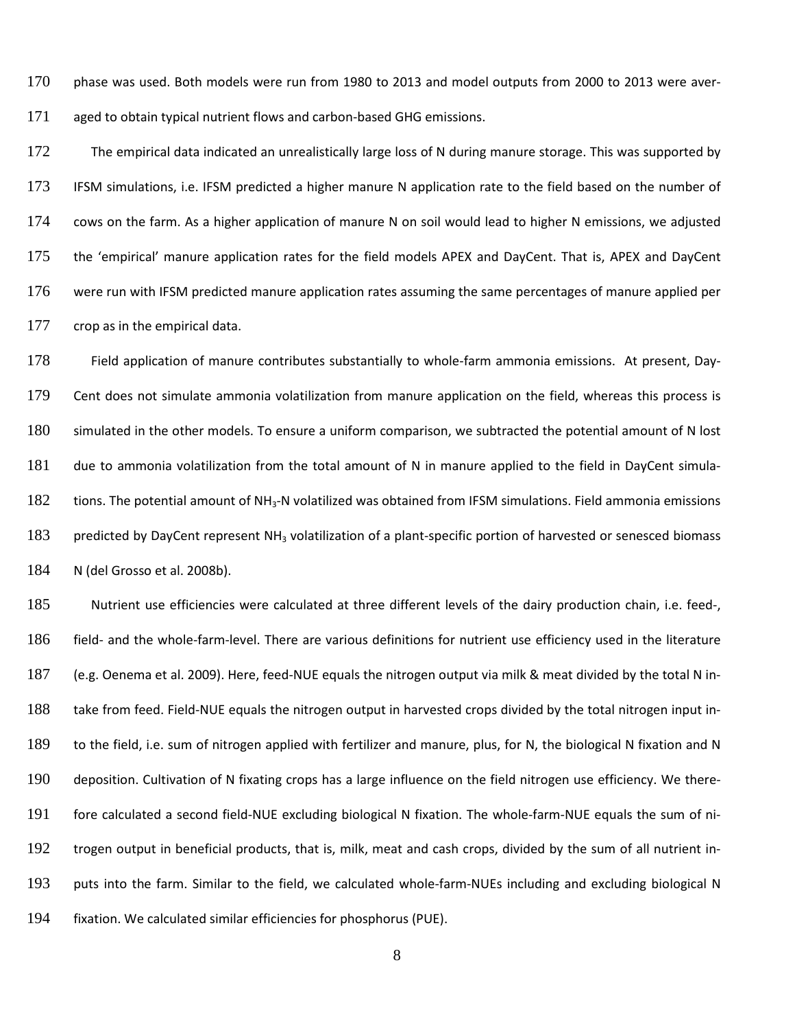phase was used. Both models were run from 1980 to 2013 and model outputs from 2000 to 2013 were averaged to obtain typical nutrient flows and carbon-based GHG emissions.

The empirical data indicated an unrealistically large loss of N during manure storage. This was supported by IFSM simulations, i.e. IFSM predicted a higher manure N application rate to the field based on the number of cows on the farm. As a higher application of manure N on soil would lead to higher N emissions, we adjusted the 'empirical' manure application rates for the field models APEX and DayCent. That is, APEX and DayCent were run with IFSM predicted manure application rates assuming the same percentages of manure applied per crop as in the empirical data.

Field application of manure contributes substantially to whole-farm ammonia emissions. At present, DayCent does not simulate ammonia volatilization from manure application on the field, whereas this process is simulated in the other models. To ensure a uniform comparison, we subtracted the potential amount of N lost due to ammonia volatilization from the total amount of N in manure applied to the field in DayCent simulations. The potential amount of $NH_3$-N volatilized was obtained from IFSM simulations. Field ammonia emissions predicted by DayCent represent $NH_3$ volatilization of a plant-specific portion of harvested or senesced biomass N (del Grosso et al. 2008b).

Nutrient use efficiencies were calculated at three different levels of the dairy production chain, i.e. feed-, field- and the whole-farm-level. There are various definitions for nutrient use efficiency used in the literature (e.g. Oenema et al. 2009). Here, feed-NUE equals the nitrogen output via milk & meat divided by the total N intake from feed. Field-NUE equals the nitrogen output in harvested crops divided by the total nitrogen input into the field, i.e. sum of nitrogen applied with fertilizer and manure, plus, for N, the biological N fixation and N deposition. Cultivation of N fixating crops has a large influence on the field nitrogen use efficiency. We therefore calculated a second field-NUE excluding biological N fixation. The whole-farm-NUE equals the sum of nitrogen output in beneficial products, that is, milk, meat and cash crops, divided by the sum of all nutrient inputs into the farm. Similar to the field, we calculated whole-farm-NUEs including and excluding biological N fixation. We calculated similar efficiencies for phosphorus (PUE).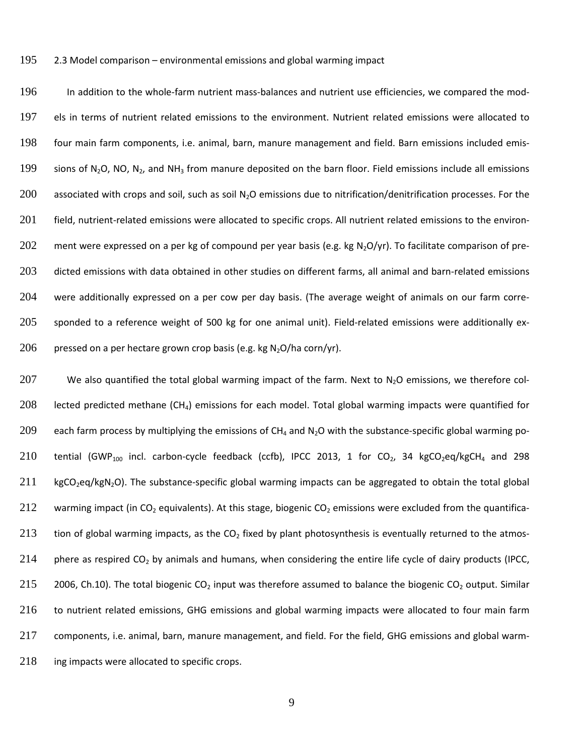### 2.3 Model comparison – environmental emissions and global warming impact

In addition to the whole-farm nutrient mass-balances and nutrient use efficiencies, we compared the models in terms of nutrient related emissions to the environment. Nutrient related emissions were allocated to four main farm components, i.e. animal, barn, manure management and field. Barn emissions included emissions of $N_2O$, NO, $N_2$, and $NH_3$ from manure deposited on the barn floor. Field emissions include all emissions associated with crops and soil, such as soil $N_2O$ emissions due to nitrification/denitrification processes. For the field, nutrient-related emissions were allocated to specific crops. All nutrient related emissions to the environment were expressed on a per kg of compound per year basis (e.g. kg $N_2O$/yr). To facilitate comparison of predicted emissions with data obtained in other studies on different farms, all animal and barn-related emissions were additionally expressed on a per cow per day basis. (The average weight of animals on our farm corresponded to a reference weight of 500 kg for one animal unit). Field-related emissions were additionally expressed on a per hectare grown crop basis (e.g. kg $N_2O$/ha corn/yr).

We also quantified the total global warming impact of the farm. Next to $N_2O$ emissions, we therefore collected predicted methane ($CH_4$) emissions for each model. Total global warming impacts were quantified for each farm process by multiplying the emissions of $CH_4$ and $N_2O$ with the substance-specific global warming potential ($GWP_{100}$ incl. carbon-cycle feedback (ccfb), IPCC 2013, 1 for $CO_2$, 34 $kgCO_2eq/kgCH_4$ and 298 $kgCO_2eq/kgN_2O$). The substance-specific global warming impacts can be aggregated to obtain the total global warming impact (in $CO_2$ equivalents). At this stage, biogenic $CO_2$ emissions were excluded from the quantification of global warming impacts, as the $CO_2$ fixed by plant photosynthesis is eventually returned to the atmosphere as respired $CO_2$ by animals and humans, when considering the entire life cycle of dairy products (IPCC, 2006, Ch.10). The total biogenic $CO_2$ input was therefore assumed to balance the biogenic $CO_2$ output. Similar to nutrient related emissions, GHG emissions and global warming impacts were allocated to four main farm components, i.e. animal, barn, manure management, and field. For the field, GHG emissions and global warming impacts were allocated to specific crops.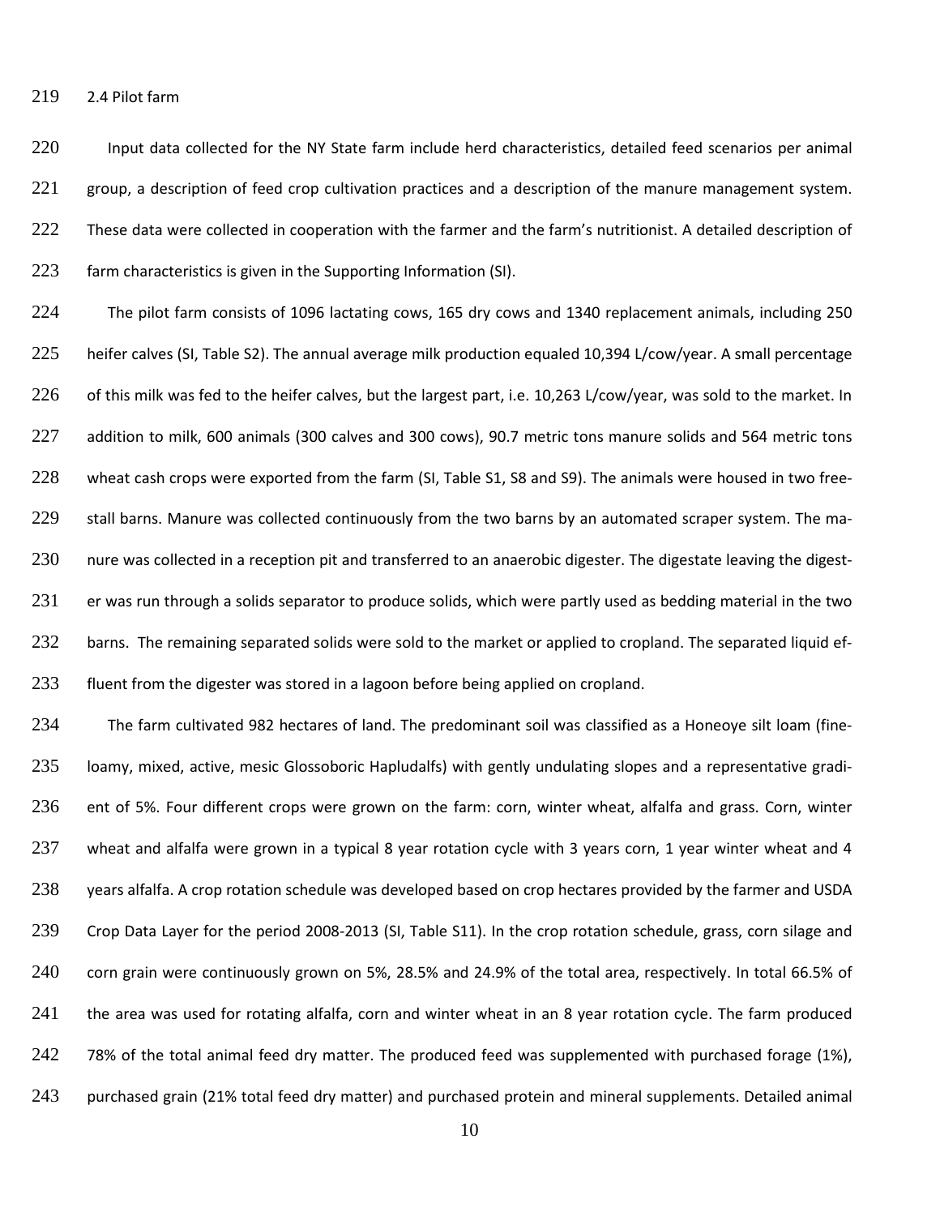## 2.4 Pilot farm

Input data collected for the NY State farm include herd characteristics, detailed feed scenarios per animal group, a description of feed crop cultivation practices and a description of the manure management system. These data were collected in cooperation with the farmer and the farm's nutritionist. A detailed description of farm characteristics is given in the Supporting Information (SI).

The pilot farm consists of 1096 lactating cows, 165 dry cows and 1340 replacement animals, including 250 heifer calves (SI, Table S2). The annual average milk production equaled 10,394 L/cow/year. A small percentage of this milk was fed to the heifer calves, but the largest part, i.e. 10,263 L/cow/year, was sold to the market. In addition to milk, 600 animals (300 calves and 300 cows), 90.7 metric tons manure solids and 564 metric tons wheat cash crops were exported from the farm (SI, Table S1, S8 and S9). The animals were housed in two free-stall barns. Manure was collected continuously from the two barns by an automated scraper system. The manure was collected in a reception pit and transferred to an anaerobic digester. The digestate leaving the digester was run through a solids separator to produce solids, which were partly used as bedding material in the two barns. The remaining separated solids were sold to the market or applied to cropland. The separated liquid effluent from the digester was stored in a lagoon before being applied on cropland.

The farm cultivated 982 hectares of land. The predominant soil was classified as a Honeoye silt loam (fine-loamy, mixed, active, mesic Glossoboric Hapludalfs) with gently undulating slopes and a representative gradient of 5%. Four different crops were grown on the farm: corn, winter wheat, alfalfa and grass. Corn, winter wheat and alfalfa were grown in a typical 8 year rotation cycle with 3 years corn, 1 year winter wheat and 4 years alfalfa. A crop rotation schedule was developed based on crop hectares provided by the farmer and USDA Crop Data Layer for the period 2008-2013 (SI, Table S11). In the crop rotation schedule, grass, corn silage and corn grain were continuously grown on 5%, 28.5% and 24.9% of the total area, respectively. In total 66.5% of the area was used for rotating alfalfa, corn and winter wheat in an 8 year rotation cycle. The farm produced 78% of the total animal feed dry matter. The produced feed was supplemented with purchased forage (1%), purchased grain (21% total feed dry matter) and purchased protein and mineral supplements. Detailed animal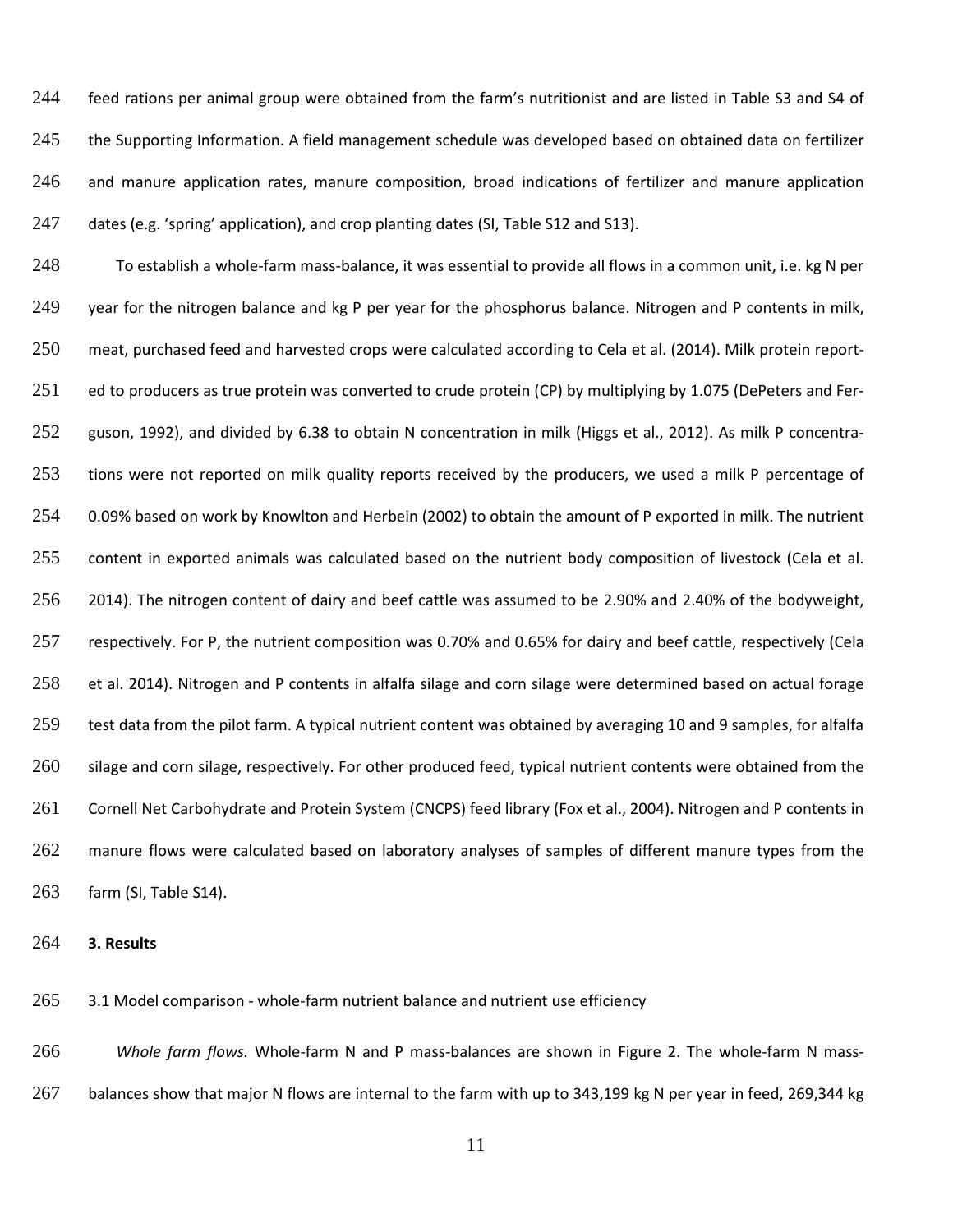feed rations per animal group were obtained from the farm's nutritionist and are listed in Table S3 and S4 of the Supporting Information. A field management schedule was developed based on obtained data on fertilizer and manure application rates, manure composition, broad indications of fertilizer and manure application dates (e.g. 'spring' application), and crop planting dates (SI, Table S12 and S13).

To establish a whole-farm mass-balance, it was essential to provide all flows in a common unit, i.e. kg N per year for the nitrogen balance and kg P per year for the phosphorus balance. Nitrogen and P contents in milk, meat, purchased feed and harvested crops were calculated according to Cela et al. (2014). Milk protein reported to producers as true protein was converted to crude protein (CP) by multiplying by 1.075 (DePeters and Ferguson, 1992), and divided by 6.38 to obtain N concentration in milk (Higgs et al., 2012). As milk P concentrations were not reported on milk quality reports received by the producers, we used a milk P percentage of 0.09% based on work by Knowlton and Herbein (2002) to obtain the amount of P exported in milk. The nutrient content in exported animals was calculated based on the nutrient body composition of livestock (Cela et al. 2014). The nitrogen content of dairy and beef cattle was assumed to be 2.90% and 2.40% of the bodyweight, respectively. For P, the nutrient composition was 0.70% and 0.65% for dairy and beef cattle, respectively (Cela et al. 2014). Nitrogen and P contents in alfalfa silage and corn silage were determined based on actual forage test data from the pilot farm. A typical nutrient content was obtained by averaging 10 and 9 samples, for alfalfa silage and corn silage, respectively. For other produced feed, typical nutrient contents were obtained from the Cornell Net Carbohydrate and Protein System (CNCPS) feed library (Fox et al., 2004). Nitrogen and P contents in manure flows were calculated based on laboratory analyses of samples of different manure types from the farm (SI, Table S14).

## 3. Results

### 3.1 Model comparison - whole-farm nutrient balance and nutrient use efficiency

*Whole farm flows.* Whole-farm N and P mass-balances are shown in Figure 2. The whole-farm N mass-balances show that major N flows are internal to the farm with up to 343,199 kg N per year in feed, 269,344 kg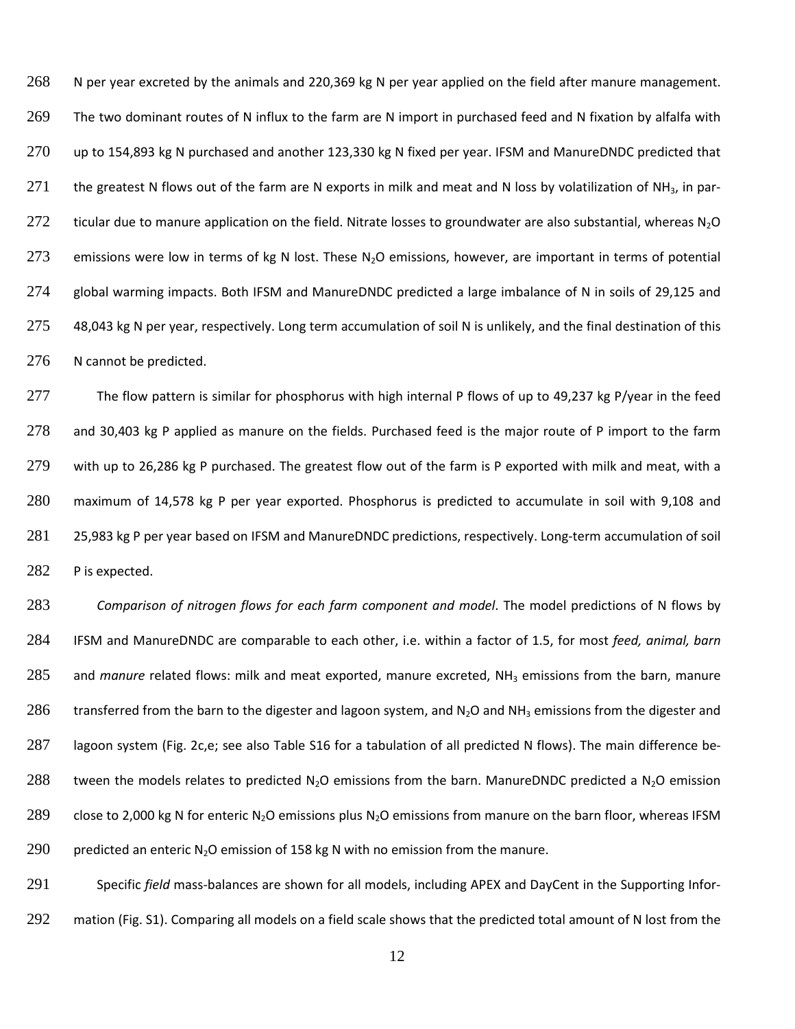N per year excreted by the animals and 220,369 kg N per year applied on the field after manure management. The two dominant routes of N influx to the farm are N import in purchased feed and N fixation by alfalfa with up to 154,893 kg N purchased and another 123,330 kg N fixed per year. IFSM and ManureDNDC predicted that the greatest N flows out of the farm are N exports in milk and meat and N loss by volatilization of $NH_3$, in particular due to manure application on the field. Nitrate losses to groundwater are also substantial, whereas $N_2O$ emissions were low in terms of kg N lost. These $N_2O$ emissions, however, are important in terms of potential global warming impacts. Both IFSM and ManureDNDC predicted a large imbalance of N in soils of 29,125 and 48,043 kg N per year, respectively. Long term accumulation of soil N is unlikely, and the final destination of this N cannot be predicted.

The flow pattern is similar for phosphorus with high internal P flows of up to 49,237 kg P/year in the feed and 30,403 kg P applied as manure on the fields. Purchased feed is the major route of P import to the farm with up to 26,286 kg P purchased. The greatest flow out of the farm is P exported with milk and meat, with a maximum of 14,578 kg P per year exported. Phosphorus is predicted to accumulate in soil with 9,108 and 25,983 kg P per year based on IFSM and ManureDNDC predictions, respectively. Long-term accumulation of soil P is expected.

*Comparison of nitrogen flows for each farm component and model*. The model predictions of N flows by IFSM and ManureDNDC are comparable to each other, i.e. within a factor of 1.5, for most *feed, animal, barn* and *manure* related flows: milk and meat exported, manure excreted, $NH_3$ emissions from the barn, manure transferred from the barn to the digester and lagoon system, and $N_2O$ and $NH_3$ emissions from the digester and lagoon system (Fig. 2c,e; see also Table S16 for a tabulation of all predicted N flows). The main difference between the models relates to predicted $N_2O$ emissions from the barn. ManureDNDC predicted a $N_2O$ emission close to 2,000 kg N for enteric $N_2O$ emissions plus $N_2O$ emissions from manure on the barn floor, whereas IFSM predicted an enteric $N_2O$ emission of 158 kg N with no emission from the manure.

Specific *field* mass-balances are shown for all models, including APEX and DayCent in the Supporting Information (Fig. S1). Comparing all models on a field scale shows that the predicted total amount of N lost from the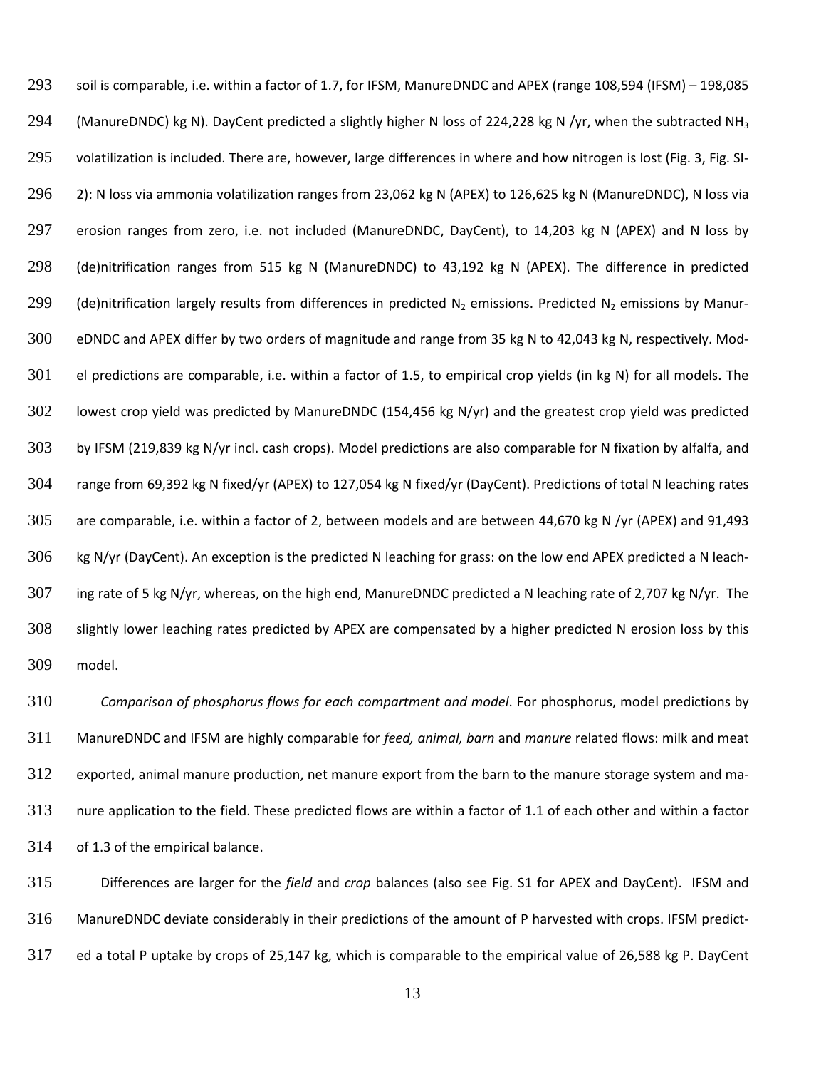soil is comparable, i.e. within a factor of 1.7, for IFSM, ManureDNDC and APEX (range 108,594 (IFSM) – 198,085 (ManureDNDC) kg N). DayCent predicted a slightly higher N loss of 224,228 kg N /yr, when the subtracted $NH_3$ volatilization is included. There are, however, large differences in where and how nitrogen is lost (Fig. 3, Fig. SI-2): N loss via ammonia volatilization ranges from 23,062 kg N (APEX) to 126,625 kg N (ManureDNDC), N loss via erosion ranges from zero, i.e. not included (ManureDNDC, DayCent), to 14,203 kg N (APEX) and N loss by (de)nitrification ranges from 515 kg N (ManureDNDC) to 43,192 kg N (APEX). The difference in predicted (de)nitrification largely results from differences in predicted $N_2$ emissions. Predicted $N_2$ emissions by ManureDNDC and APEX differ by two orders of magnitude and range from 35 kg N to 42,043 kg N, respectively. Model predictions are comparable, i.e. within a factor of 1.5, to empirical crop yields (in kg N) for all models. The lowest crop yield was predicted by ManureDNDC (154,456 kg N/yr) and the greatest crop yield was predicted by IFSM (219,839 kg N/yr incl. cash crops). Model predictions are also comparable for N fixation by alfalfa, and range from 69,392 kg N fixed/yr (APEX) to 127,054 kg N fixed/yr (DayCent). Predictions of total N leaching rates are comparable, i.e. within a factor of 2, between models and are between 44,670 kg N /yr (APEX) and 91,493 kg N/yr (DayCent). An exception is the predicted N leaching for grass: on the low end APEX predicted a N leaching rate of 5 kg N/yr, whereas, on the high end, ManureDNDC predicted a N leaching rate of 2,707 kg N/yr. The slightly lower leaching rates predicted by APEX are compensated by a higher predicted N erosion loss by this model.

*Comparison of phosphorus flows for each compartment and model*. For phosphorus, model predictions by ManureDNDC and IFSM are highly comparable for *feed, animal, barn* and *manure* related flows: milk and meat exported, animal manure production, net manure export from the barn to the manure storage system and manure application to the field. These predicted flows are within a factor of 1.1 of each other and within a factor of 1.3 of the empirical balance.

Differences are larger for the *field* and *crop* balances (also see Fig. S1 for APEX and DayCent). IFSM and ManureDNDC deviate considerably in their predictions of the amount of P harvested with crops. IFSM predicted a total P uptake by crops of 25,147 kg, which is comparable to the empirical value of 26,588 kg P. DayCent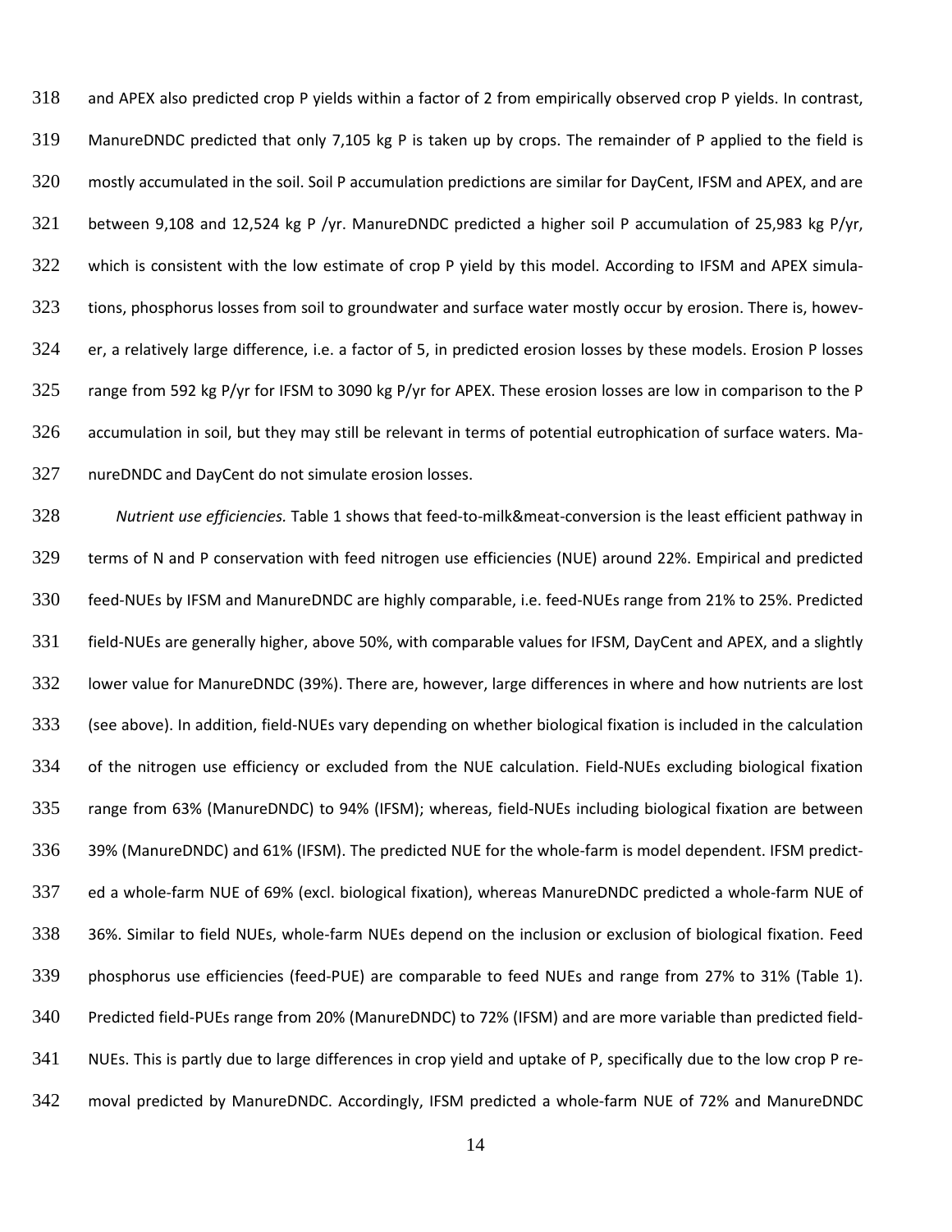and APEX also predicted crop P yields within a factor of 2 from empirically observed crop P yields. In contrast, ManureDNDC predicted that only 7,105 kg P is taken up by crops. The remainder of P applied to the field is mostly accumulated in the soil. Soil P accumulation predictions are similar for DayCent, IFSM and APEX, and are between 9,108 and 12,524 kg P /yr. ManureDNDC predicted a higher soil P accumulation of 25,983 kg P/yr, which is consistent with the low estimate of crop P yield by this model. According to IFSM and APEX simulations, phosphorus losses from soil to groundwater and surface water mostly occur by erosion. There is, however, a relatively large difference, i.e. a factor of 5, in predicted erosion losses by these models. Erosion P losses range from 592 kg P/yr for IFSM to 3090 kg P/yr for APEX. These erosion losses are low in comparison to the P accumulation in soil, but they may still be relevant in terms of potential eutrophication of surface waters. ManureDNDC and DayCent do not simulate erosion losses.

*Nutrient use efficiencies.* Table 1 shows that feed-to-milk&meat-conversion is the least efficient pathway in terms of N and P conservation with feed nitrogen use efficiencies (NUE) around 22%. Empirical and predicted feed-NUEs by IFSM and ManureDNDC are highly comparable, i.e. feed-NUEs range from 21% to 25%. Predicted field-NUEs are generally higher, above 50%, with comparable values for IFSM, DayCent and APEX, and a slightly lower value for ManureDNDC (39%). There are, however, large differences in where and how nutrients are lost (see above). In addition, field-NUEs vary depending on whether biological fixation is included in the calculation of the nitrogen use efficiency or excluded from the NUE calculation. Field-NUEs excluding biological fixation range from 63% (ManureDNDC) to 94% (IFSM); whereas, field-NUEs including biological fixation are between 39% (ManureDNDC) and 61% (IFSM). The predicted NUE for the whole-farm is model dependent. IFSM predicted a whole-farm NUE of 69% (excl. biological fixation), whereas ManureDNDC predicted a whole-farm NUE of 36%. Similar to field NUEs, whole-farm NUEs depend on the inclusion or exclusion of biological fixation. Feed phosphorus use efficiencies (feed-PUE) are comparable to feed NUEs and range from 27% to 31% (Table 1). Predicted field-PUEs range from 20% (ManureDNDC) to 72% (IFSM) and are more variable than predicted field-NUEs. This is partly due to large differences in crop yield and uptake of P, specifically due to the low crop P removal predicted by ManureDNDC. Accordingly, IFSM predicted a whole-farm NUE of 72% and ManureDNDC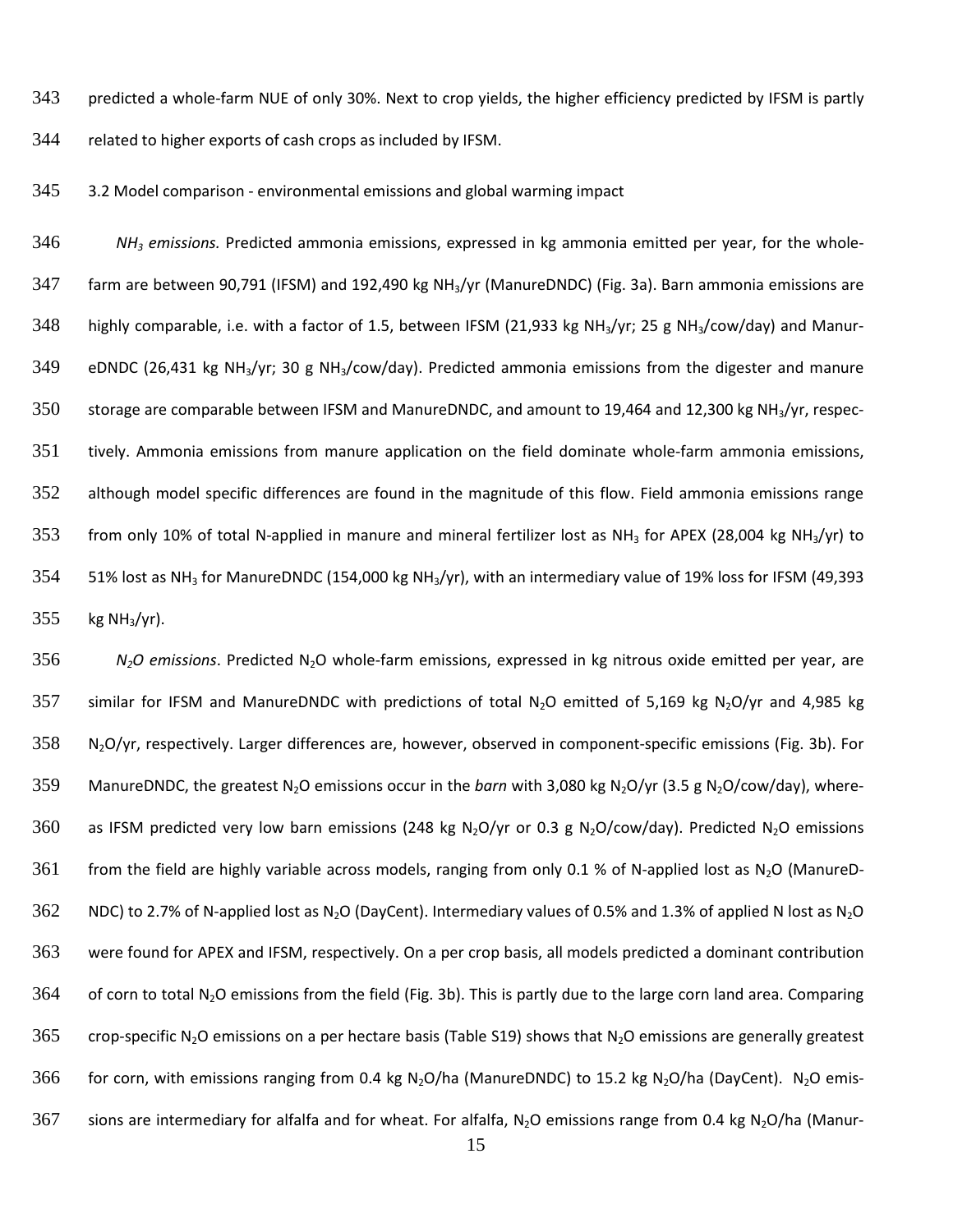predicted a whole-farm NUE of only 30%. Next to crop yields, the higher efficiency predicted by IFSM is partly related to higher exports of cash crops as included by IFSM.

3.2 Model comparison - environmental emissions and global warming impact

*$NH_3$ emissions.* Predicted ammonia emissions, expressed in kg ammonia emitted per year, for the whole-farm are between 90,791 (IFSM) and 192,490 kg $NH_3$/yr (ManureDNDC) (Fig. 3a). Barn ammonia emissions are highly comparable, i.e. with a factor of 1.5, between IFSM (21,933 kg $NH_3$/yr; 25 g $NH_3$/cow/day) and ManureDNDC (26,431 kg $NH_3$/yr; 30 g $NH_3$/cow/day). Predicted ammonia emissions from the digester and manure storage are comparable between IFSM and ManureDNDC, and amount to 19,464 and 12,300 kg $NH_3$/yr, respectively. Ammonia emissions from manure application on the field dominate whole-farm ammonia emissions, although model specific differences are found in the magnitude of this flow. Field ammonia emissions range from only 10% of total N-applied in manure and mineral fertilizer lost as $NH_3$ for APEX (28,004 kg $NH_3$/yr) to 51% lost as $NH_3$ for ManureDNDC (154,000 kg $NH_3$/yr), with an intermediary value of 19% loss for IFSM (49,393 kg $NH_3$/yr).

*$N_2O$ emissions*. Predicted $N_2O$ whole-farm emissions, expressed in kg nitrous oxide emitted per year, are similar for IFSM and ManureDNDC with predictions of total $N_2O$ emitted of 5,169 kg $N_2O$/yr and 4,985 kg $N_2O$/yr, respectively. Larger differences are, however, observed in component-specific emissions (Fig. 3b). For ManureDNDC, the greatest $N_2O$ emissions occur in the *barn* with 3,080 kg $N_2O$/yr (3.5 g $N_2O$/cow/day), whereas IFSM predicted very low barn emissions (248 kg $N_2O$/yr or 0.3 g $N_2O$/cow/day). Predicted $N_2O$ emissions from the field are highly variable across models, ranging from only 0.1 % of N-applied lost as $N_2O$ (ManureDNDC) to 2.7% of N-applied lost as $N_2O$ (DayCent). Intermediary values of 0.5% and 1.3% of applied N lost as $N_2O$ were found for APEX and IFSM, respectively. On a per crop basis, all models predicted a dominant contribution of corn to total $N_2O$ emissions from the field (Fig. 3b). This is partly due to the large corn land area. Comparing crop-specific $N_2O$ emissions on a per hectare basis (Table S19) shows that $N_2O$ emissions are generally greatest for corn, with emissions ranging from 0.4 kg $N_2O$/ha (ManureDNDC) to 15.2 kg $N_2O$/ha (DayCent). $N_2O$ emissions are intermediary for alfalfa and for wheat. For alfalfa, $N_2O$ emissions range from 0.4 kg $N_2O$/ha (Manur-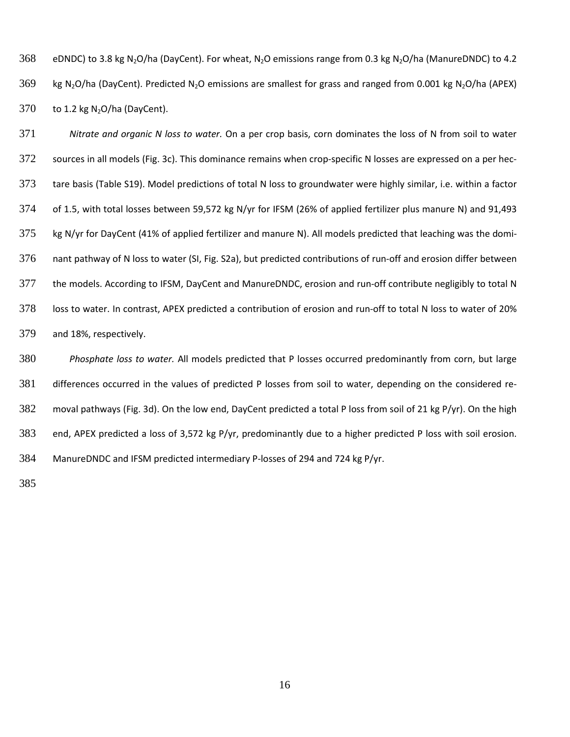eDNDC) to 3.8 kg $N_2O$/ha (DayCent). For wheat, $N_2O$ emissions range from 0.3 kg $N_2O$/ha (ManureDNDC) to 4.2 kg $N_2O$/ha (DayCent). Predicted $N_2O$ emissions are smallest for grass and ranged from 0.001 kg $N_2O$/ha (APEX) to 1.2 kg $N_2O$/ha (DayCent).

*Nitrate and organic N loss to water.* On a per crop basis, corn dominates the loss of N from soil to water sources in all models (Fig. 3c). This dominance remains when crop-specific N losses are expressed on a per hectare basis (Table S19). Model predictions of total N loss to groundwater were highly similar, i.e. within a factor of 1.5, with total losses between 59,572 kg N/yr for IFSM (26% of applied fertilizer plus manure N) and 91,493 kg N/yr for DayCent (41% of applied fertilizer and manure N). All models predicted that leaching was the dominant pathway of N loss to water (SI, Fig. S2a), but predicted contributions of run-off and erosion differ between the models. According to IFSM, DayCent and ManureDNDC, erosion and run-off contribute negligibly to total N loss to water. In contrast, APEX predicted a contribution of erosion and run-off to total N loss to water of 20% and 18%, respectively.

*Phosphate loss to water.* All models predicted that P losses occurred predominantly from corn, but large differences occurred in the values of predicted P losses from soil to water, depending on the considered removal pathways (Fig. 3d). On the low end, DayCent predicted a total P loss from soil of 21 kg P/yr). On the high end, APEX predicted a loss of 3,572 kg P/yr, predominantly due to a higher predicted P loss with soil erosion. ManureDNDC and IFSM predicted intermediary P-losses of 294 and 724 kg P/yr.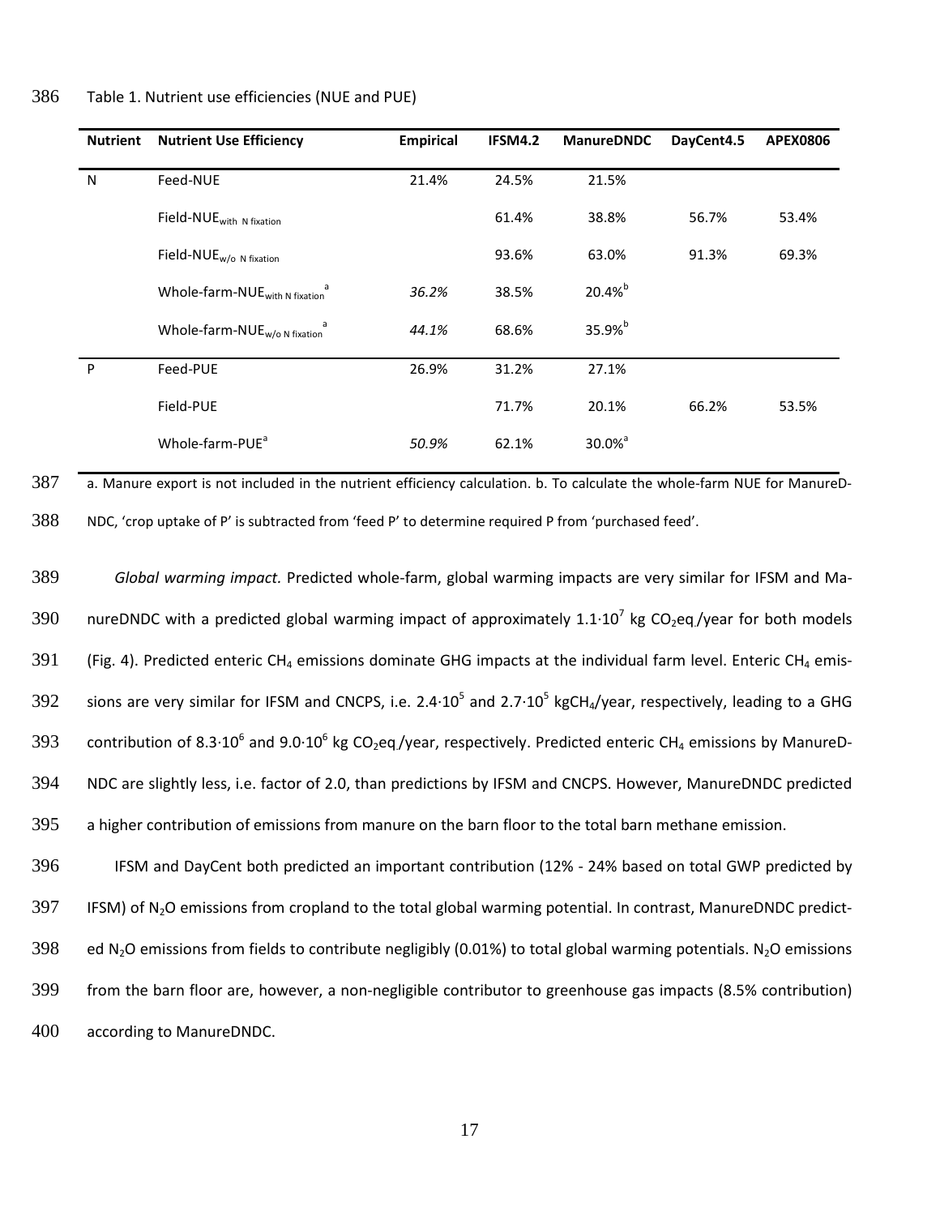Table 1. Nutrient use efficiencies (NUE and PUE)

| Nutrient | Nutrient Use Efficiency | Empirical | IFSM4.2 | ManureDNDC | DayCent4.5 | APEX0806 |
|---|---|---|---|---|---|---|
| N | Feed-NUE | 21.4% | 24.5% | 21.5% | | |
| | Field-$NUE_{with\ N\ fixation}$ | | 61.4% | 38.8% | 56.7% | 53.4% |
| | Field-$NUE_{w/o\ N\ fixation}$ | | 93.6% | 63.0% | 91.3% | 69.3% |
| | Whole-farm-$NUE_{with\ N\ fixation}$ [a] | *36.2%* | 38.5% | 20.4% [b] | | |
| | Whole-farm-$NUE_{w/o\ N\ fixation}$ [a] | *44.1%* | 68.6% | 35.9% [b] | | |
| P | Feed-PUE | 26.9% | 31.2% | 27.1% | | |
| | Field-PUE | | 71.7% | 20.1% | 66.2% | 53.5% |
| | Whole-farm-PUE [a] | *50.9%* | 62.1% | 30.0% [a] | | |

a. Manure export is not included in the nutrient efficiency calculation. b. To calculate the whole-farm NUE for ManureDNDC, 'crop uptake of P' is subtracted from 'feed P' to determine required P from 'purchased feed'.

*Global warming impact.* Predicted whole-farm, global warming impacts are very similar for IFSM and ManureDNDC with a predicted global warming impact of approximately $1.1 \cdot 10^7$ kg $CO_2$eq./year for both models (Fig. 4). Predicted enteric $CH_4$ emissions dominate GHG impacts at the individual farm level. Enteric $CH_4$ emissions are very similar for IFSM and CNCPS, i.e. $2.4 \cdot 10^5$ and $2.7 \cdot 10^5$ kg$CH_4$/year, respectively, leading to a GHG contribution of $8.3 \cdot 10^6$ and $9.0 \cdot 10^6$ kg $CO_2$eq./year, respectively. Predicted enteric $CH_4$ emissions by ManureDNDC are slightly less, i.e. factor of 2.0, than predictions by IFSM and CNCPS. However, ManureDNDC predicted a higher contribution of emissions from manure on the barn floor to the total barn methane emission.

IFSM and DayCent both predicted an important contribution (12% - 24% based on total GWP predicted by IFSM) of $N_2O$ emissions from cropland to the total global warming potential. In contrast, ManureDNDC predicted $N_2O$ emissions from fields to contribute negligibly (0.01%) to total global warming potentials. $N_2O$ emissions from the barn floor are, however, a non-negligible contributor to greenhouse gas impacts (8.5% contribution) according to ManureDNDC.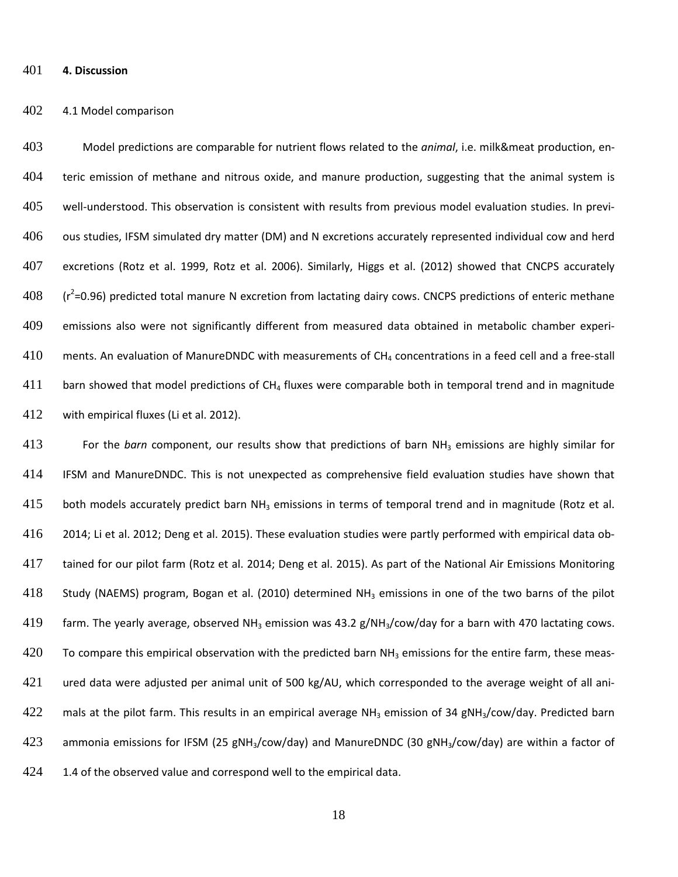# 4. Discussion

## 4.1 Model comparison

Model predictions are comparable for nutrient flows related to the *animal*, i.e. milk&meat production, enteric emission of methane and nitrous oxide, and manure production, suggesting that the animal system is well-understood. This observation is consistent with results from previous model evaluation studies. In previous studies, IFSM simulated dry matter (DM) and N excretions accurately represented individual cow and herd excretions (Rotz et al. 1999, Rotz et al. 2006). Similarly, Higgs et al. (2012) showed that CNCPS accurately ($r^2$=0.96) predicted total manure N excretion from lactating dairy cows. CNCPS predictions of enteric methane emissions also were not significantly different from measured data obtained in metabolic chamber experiments. An evaluation of ManureDNDC with measurements of $CH_4$ concentrations in a feed cell and a free-stall barn showed that model predictions of $CH_4$ fluxes were comparable both in temporal trend and in magnitude with empirical fluxes (Li et al. 2012).

For the *barn* component, our results show that predictions of barn $NH_3$ emissions are highly similar for IFSM and ManureDNDC. This is not unexpected as comprehensive field evaluation studies have shown that both models accurately predict barn $NH_3$ emissions in terms of temporal trend and in magnitude (Rotz et al. 2014; Li et al. 2012; Deng et al. 2015). These evaluation studies were partly performed with empirical data obtained for our pilot farm (Rotz et al. 2014; Deng et al. 2015). As part of the National Air Emissions Monitoring Study (NAEMS) program, Bogan et al. (2010) determined $NH_3$ emissions in one of the two barns of the pilot farm. The yearly average, observed $NH_3$ emission was 43.2 g/$NH_3$/cow/day for a barn with 470 lactating cows. To compare this empirical observation with the predicted barn $NH_3$ emissions for the entire farm, these measured data were adjusted per animal unit of 500 kg/AU, which corresponded to the average weight of all animals at the pilot farm. This results in an empirical average $NH_3$ emission of 34 g$NH_3$/cow/day. Predicted barn ammonia emissions for IFSM (25 g$NH_3$/cow/day) and ManureDNDC (30 g$NH_3$/cow/day) are within a factor of 1.4 of the observed value and correspond well to the empirical data.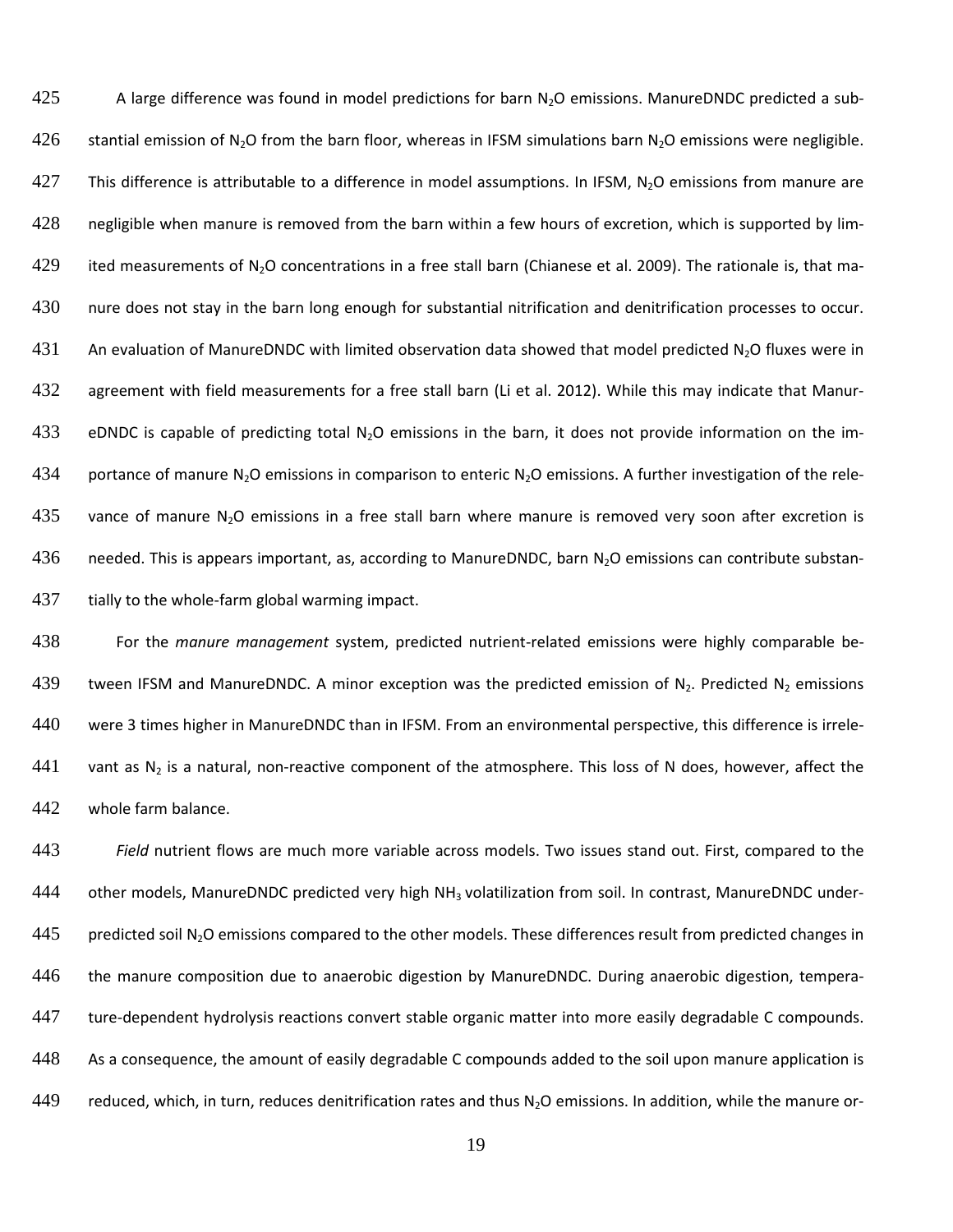A large difference was found in model predictions for barn $N_2O$ emissions. ManureDNDC predicted a substantial emission of $N_2O$ from the barn floor, whereas in IFSM simulations barn $N_2O$ emissions were negligible. This difference is attributable to a difference in model assumptions. In IFSM, $N_2O$ emissions from manure are negligible when manure is removed from the barn within a few hours of excretion, which is supported by limited measurements of $N_2O$ concentrations in a free stall barn (Chianese et al. 2009). The rationale is, that manure does not stay in the barn long enough for substantial nitrification and denitrification processes to occur. An evaluation of ManureDNDC with limited observation data showed that model predicted $N_2O$ fluxes were in agreement with field measurements for a free stall barn (Li et al. 2012). While this may indicate that ManureDNDC is capable of predicting total $N_2O$ emissions in the barn, it does not provide information on the importance of manure $N_2O$ emissions in comparison to enteric $N_2O$ emissions. A further investigation of the relevance of manure $N_2O$ emissions in a free stall barn where manure is removed very soon after excretion is needed. This is appears important, as, according to ManureDNDC, barn $N_2O$ emissions can contribute substantially to the whole-farm global warming impact.

For the *manure management* system, predicted nutrient-related emissions were highly comparable between IFSM and ManureDNDC. A minor exception was the predicted emission of $N_2$. Predicted $N_2$ emissions were 3 times higher in ManureDNDC than in IFSM. From an environmental perspective, this difference is irrelevant as $N_2$ is a natural, non-reactive component of the atmosphere. This loss of N does, however, affect the whole farm balance.

*Field* nutrient flows are much more variable across models. Two issues stand out. First, compared to the other models, ManureDNDC predicted very high $NH_3$ volatilization from soil. In contrast, ManureDNDC underpredicted soil $N_2O$ emissions compared to the other models. These differences result from predicted changes in the manure composition due to anaerobic digestion by ManureDNDC. During anaerobic digestion, temperature-dependent hydrolysis reactions convert stable organic matter into more easily degradable C compounds. As a consequence, the amount of easily degradable C compounds added to the soil upon manure application is reduced, which, in turn, reduces denitrification rates and thus $N_2O$ emissions. In addition, while the manure or-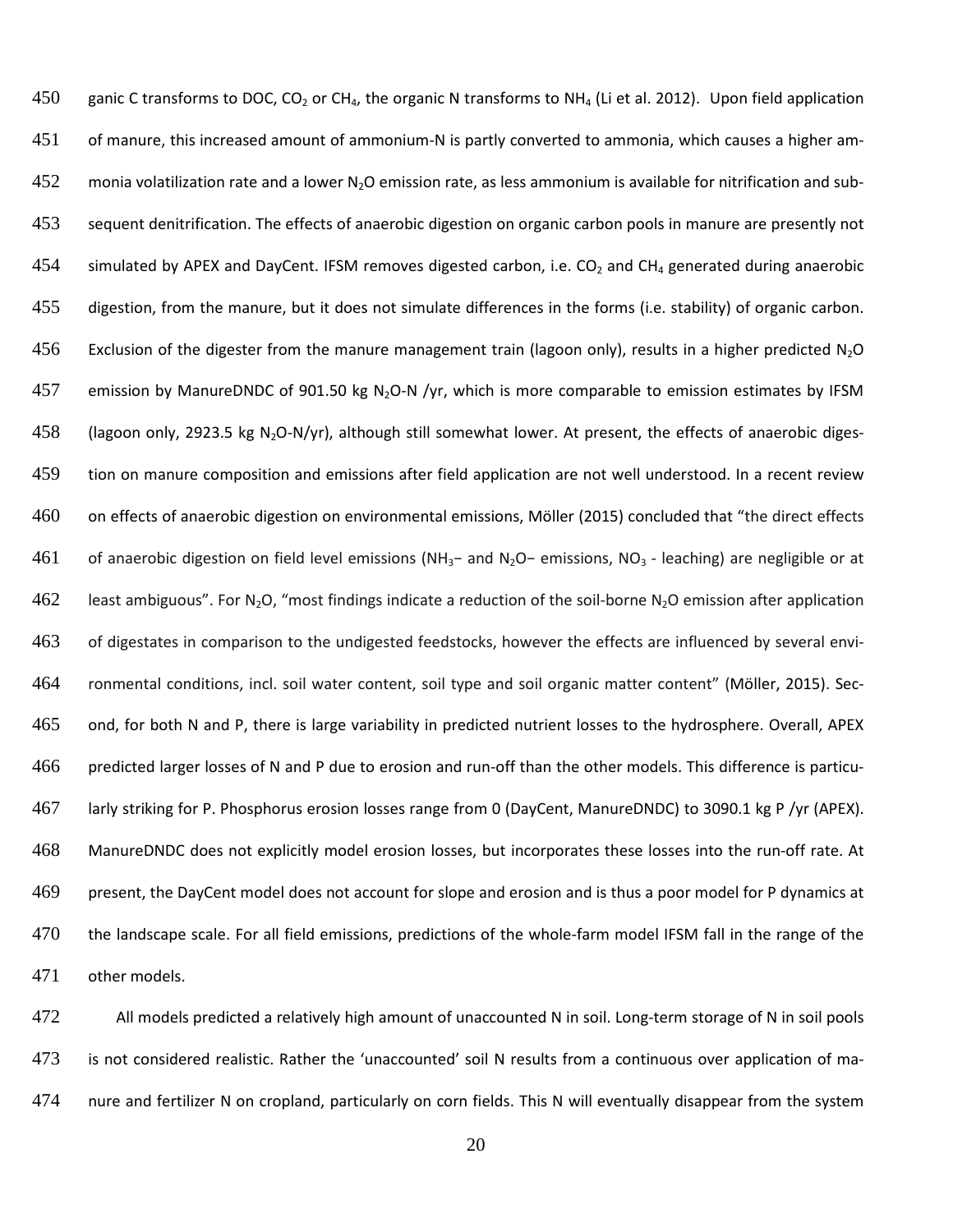ganic C transforms to DOC, $CO_2$ or $CH_4$, the organic N transforms to $NH_4$ (Li et al. 2012). Upon field application of manure, this increased amount of ammonium-N is partly converted to ammonia, which causes a higher ammonia volatilization rate and a lower $N_2O$ emission rate, as less ammonium is available for nitrification and subsequent denitrification. The effects of anaerobic digestion on organic carbon pools in manure are presently not simulated by APEX and DayCent. IFSM removes digested carbon, i.e. $CO_2$ and $CH_4$ generated during anaerobic digestion, from the manure, but it does not simulate differences in the forms (i.e. stability) of organic carbon. Exclusion of the digester from the manure management train (lagoon only), results in a higher predicted $N_2O$ emission by ManureDNDC of 901.50 kg $N_2O$-N /yr, which is more comparable to emission estimates by IFSM (lagoon only, 2923.5 kg $N_2O$-N/yr), although still somewhat lower. At present, the effects of anaerobic digestion on manure composition and emissions after field application are not well understood. In a recent review on effects of anaerobic digestion on environmental emissions, Möller (2015) concluded that "the direct effects of anaerobic digestion on field level emissions ($NH_3$− and $N_2O$− emissions, $NO_3$ - leaching) are negligible or at least ambiguous". For $N_2O$, "most findings indicate a reduction of the soil-borne $N_2O$ emission after application of digestates in comparison to the undigested feedstocks, however the effects are influenced by several environmental conditions, incl. soil water content, soil type and soil organic matter content" (Möller, 2015). Second, for both N and P, there is large variability in predicted nutrient losses to the hydrosphere. Overall, APEX predicted larger losses of N and P due to erosion and run-off than the other models. This difference is particularly striking for P. Phosphorus erosion losses range from 0 (DayCent, ManureDNDC) to 3090.1 kg P /yr (APEX). ManureDNDC does not explicitly model erosion losses, but incorporates these losses into the run-off rate. At present, the DayCent model does not account for slope and erosion and is thus a poor model for P dynamics at the landscape scale. For all field emissions, predictions of the whole-farm model IFSM fall in the range of the other models.

All models predicted a relatively high amount of unaccounted N in soil. Long-term storage of N in soil pools is not considered realistic. Rather the 'unaccounted' soil N results from a continuous over application of manure and fertilizer N on cropland, particularly on corn fields. This N will eventually disappear from the system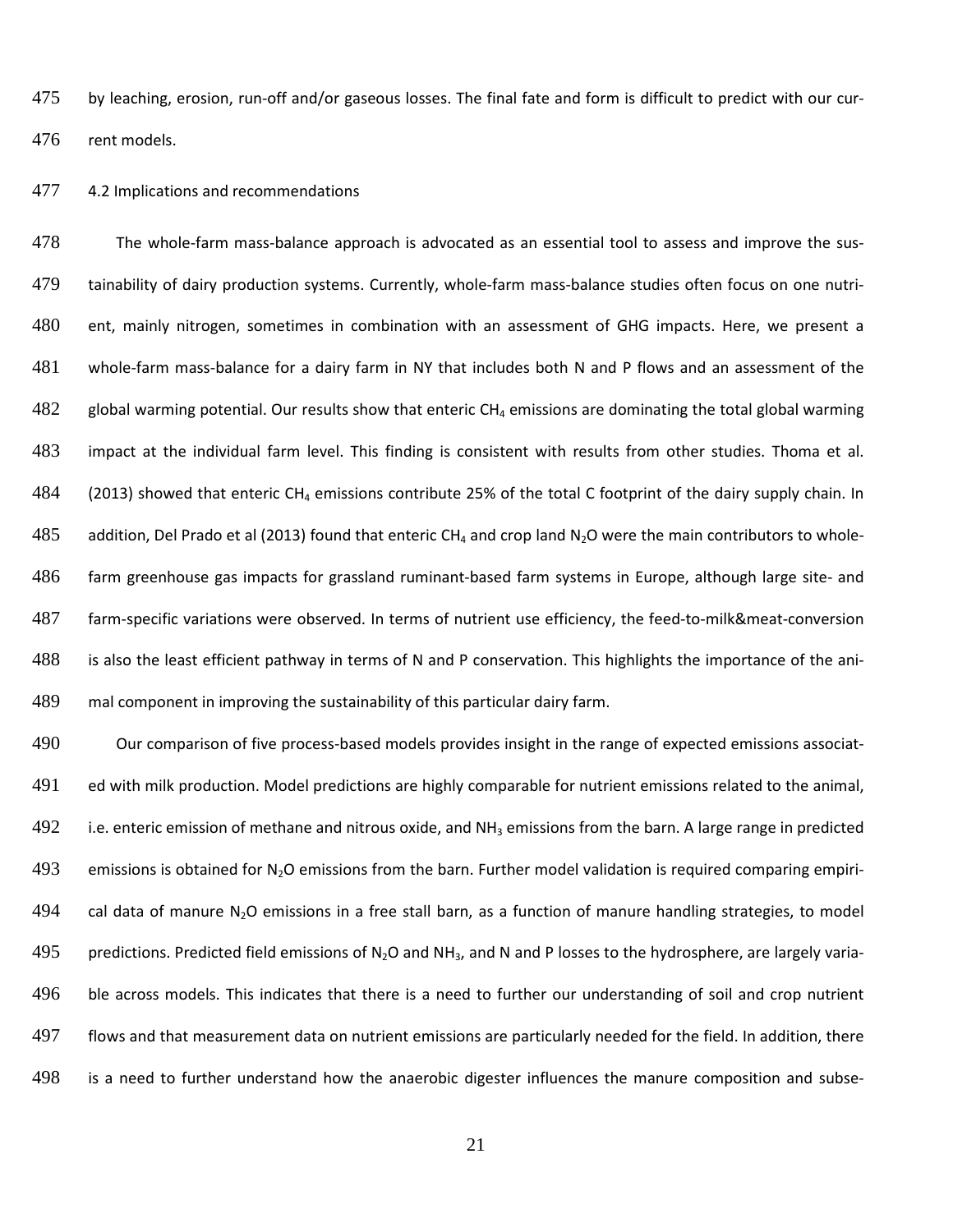by leaching, erosion, run-off and/or gaseous losses. The final fate and form is difficult to predict with our current models.

## 4.2 Implications and recommendations

The whole-farm mass-balance approach is advocated as an essential tool to assess and improve the sustainability of dairy production systems. Currently, whole-farm mass-balance studies often focus on one nutrient, mainly nitrogen, sometimes in combination with an assessment of GHG impacts. Here, we present a whole-farm mass-balance for a dairy farm in NY that includes both N and P flows and an assessment of the global warming potential. Our results show that enteric $CH_4$ emissions are dominating the total global warming impact at the individual farm level. This finding is consistent with results from other studies. Thoma et al. (2013) showed that enteric $CH_4$ emissions contribute 25% of the total C footprint of the dairy supply chain. In addition, Del Prado et al (2013) found that enteric $CH_4$ and crop land $N_2O$ were the main contributors to whole-farm greenhouse gas impacts for grassland ruminant-based farm systems in Europe, although large site- and farm-specific variations were observed. In terms of nutrient use efficiency, the feed-to-milk&meat-conversion is also the least efficient pathway in terms of N and P conservation. This highlights the importance of the animal component in improving the sustainability of this particular dairy farm.

Our comparison of five process-based models provides insight in the range of expected emissions associated with milk production. Model predictions are highly comparable for nutrient emissions related to the animal, i.e. enteric emission of methane and nitrous oxide, and $NH_3$ emissions from the barn. A large range in predicted emissions is obtained for $N_2O$ emissions from the barn. Further model validation is required comparing empirical data of manure $N_2O$ emissions in a free stall barn, as a function of manure handling strategies, to model predictions. Predicted field emissions of $N_2O$ and $NH_3$, and N and P losses to the hydrosphere, are largely variable across models. This indicates that there is a need to further our understanding of soil and crop nutrient flows and that measurement data on nutrient emissions are particularly needed for the field. In addition, there is a need to further understand how the anaerobic digester influences the manure composition and subse-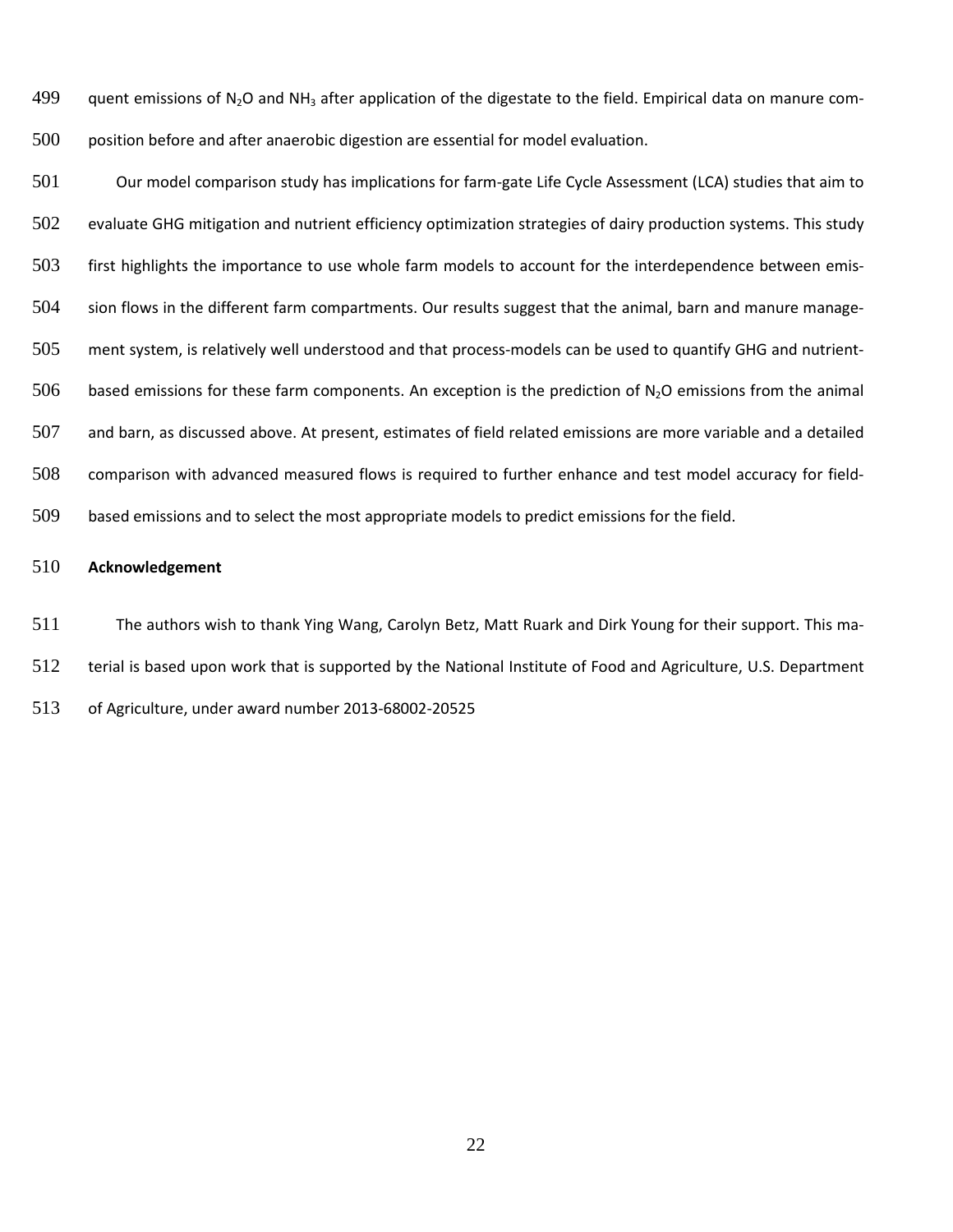quent emissions of $N_2O$ and $NH_3$ after application of the digestate to the field. Empirical data on manure composition before and after anaerobic digestion are essential for model evaluation.

Our model comparison study has implications for farm-gate Life Cycle Assessment (LCA) studies that aim to evaluate GHG mitigation and nutrient efficiency optimization strategies of dairy production systems. This study first highlights the importance to use whole farm models to account for the interdependence between emission flows in the different farm compartments. Our results suggest that the animal, barn and manure management system, is relatively well understood and that process-models can be used to quantify GHG and nutrient-based emissions for these farm components. An exception is the prediction of $N_2O$ emissions from the animal and barn, as discussed above. At present, estimates of field related emissions are more variable and a detailed comparison with advanced measured flows is required to further enhance and test model accuracy for field-based emissions and to select the most appropriate models to predict emissions for the field.

## Acknowledgement

The authors wish to thank Ying Wang, Carolyn Betz, Matt Ruark and Dirk Young for their support. This material is based upon work that is supported by the National Institute of Food and Agriculture, U.S. Department of Agriculture, under award number 2013-68002-20525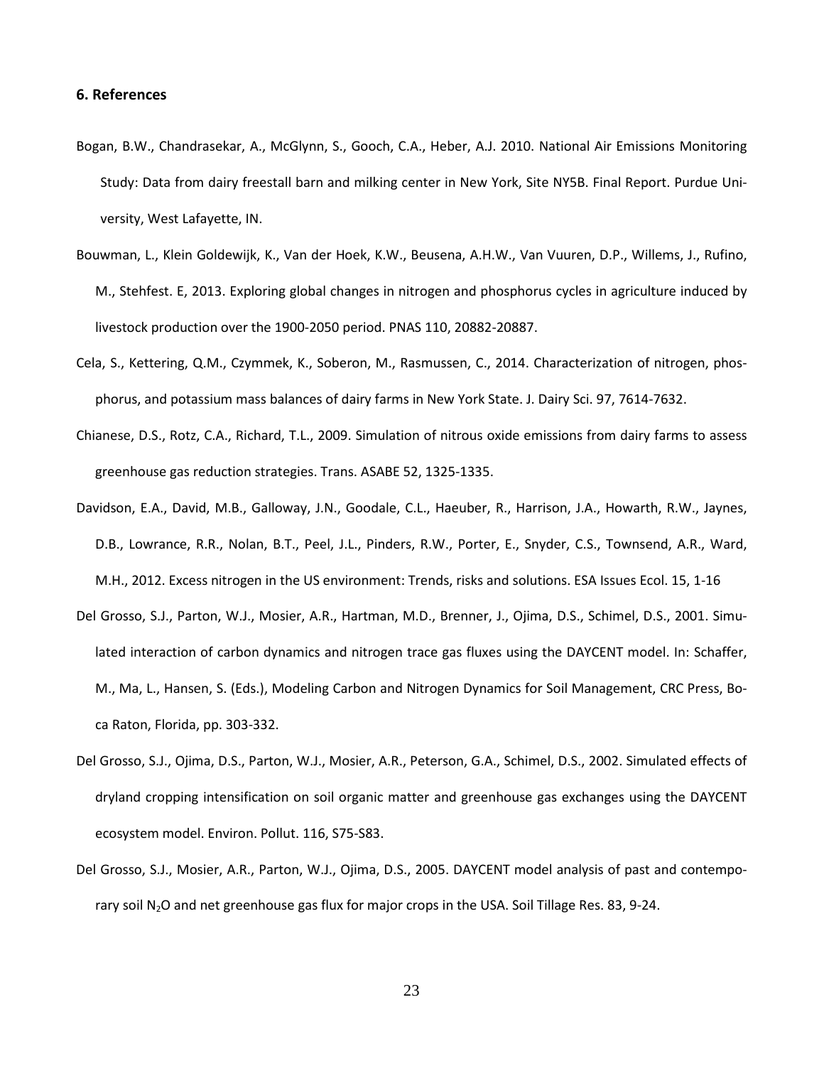## 6. References

Bogan, B.W., Chandrasekar, A., McGlynn, S., Gooch, C.A., Heber, A.J. 2010. National Air Emissions Monitoring Study: Data from dairy freestall barn and milking center in New York, Site NY5B. Final Report. Purdue University, West Lafayette, IN.

Bouwman, L., Klein Goldewijk, K., Van der Hoek, K.W., Beusena, A.H.W., Van Vuuren, D.P., Willems, J., Rufino, M., Stehfest. E, 2013. Exploring global changes in nitrogen and phosphorus cycles in agriculture induced by livestock production over the 1900-2050 period. PNAS 110, 20882-20887.

Cela, S., Kettering, Q.M., Czymmek, K., Soberon, M., Rasmussen, C., 2014. Characterization of nitrogen, phosphorus, and potassium mass balances of dairy farms in New York State. J. Dairy Sci. 97, 7614-7632.

Chianese, D.S., Rotz, C.A., Richard, T.L., 2009. Simulation of nitrous oxide emissions from dairy farms to assess greenhouse gas reduction strategies. Trans. ASABE 52, 1325-1335.

Davidson, E.A., David, M.B., Galloway, J.N., Goodale, C.L., Haeuber, R., Harrison, J.A., Howarth, R.W., Jaynes, D.B., Lowrance, R.R., Nolan, B.T., Peel, J.L., Pinders, R.W., Porter, E., Snyder, C.S., Townsend, A.R., Ward, M.H., 2012. Excess nitrogen in the US environment: Trends, risks and solutions. ESA Issues Ecol. 15, 1-16

Del Grosso, S.J., Parton, W.J., Mosier, A.R., Hartman, M.D., Brenner, J., Ojima, D.S., Schimel, D.S., 2001. Simulated interaction of carbon dynamics and nitrogen trace gas fluxes using the DAYCENT model. In: Schaffer, M., Ma, L., Hansen, S. (Eds.), Modeling Carbon and Nitrogen Dynamics for Soil Management, CRC Press, Boca Raton, Florida, pp. 303-332.

Del Grosso, S.J., Ojima, D.S., Parton, W.J., Mosier, A.R., Peterson, G.A., Schimel, D.S., 2002. Simulated effects of dryland cropping intensification on soil organic matter and greenhouse gas exchanges using the DAYCENT ecosystem model. Environ. Pollut. 116, S75-S83.

Del Grosso, S.J., Mosier, A.R., Parton, W.J., Ojima, D.S., 2005. DAYCENT model analysis of past and contemporary soil $N_2O$ and net greenhouse gas flux for major crops in the USA. Soil Tillage Res. 83, 9-24.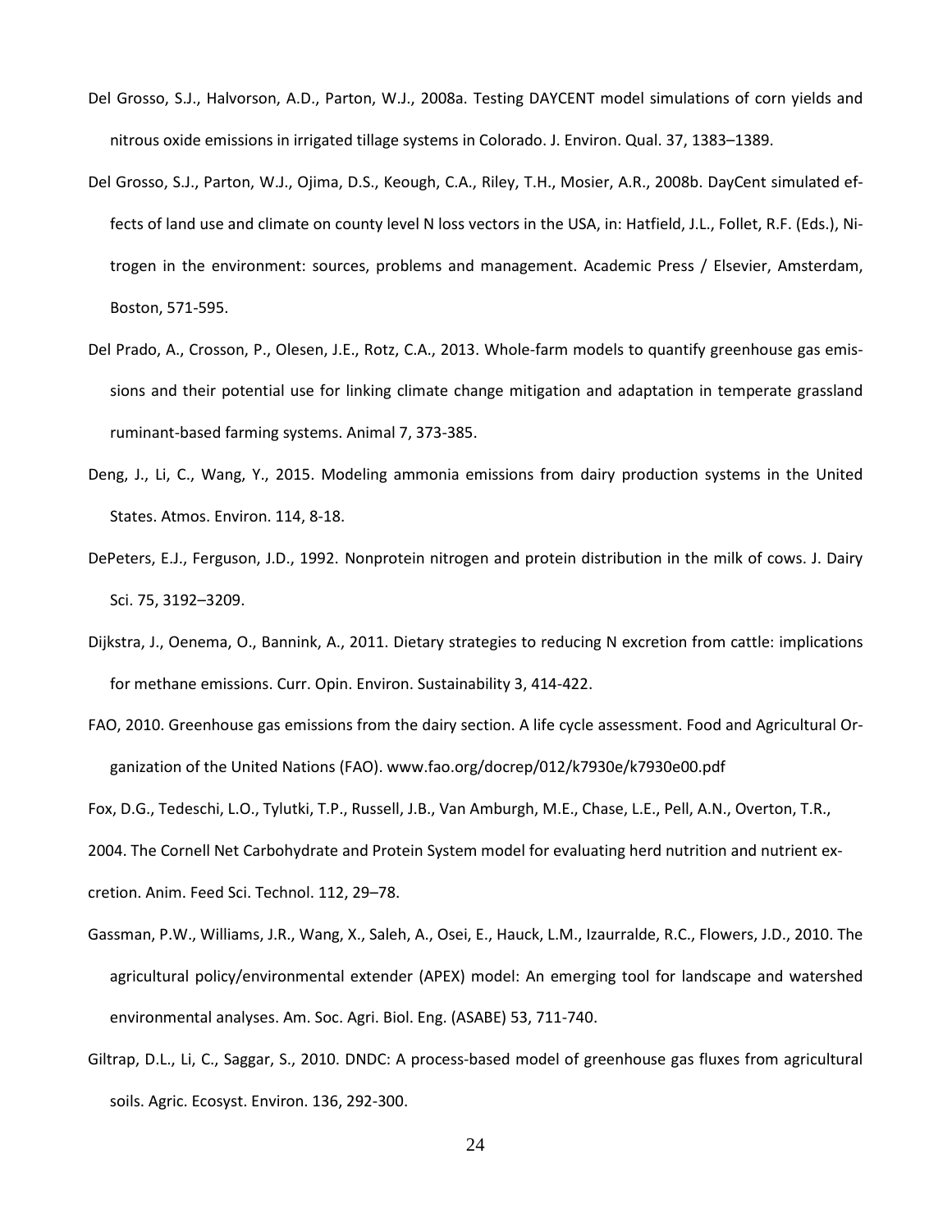Del Grosso, S.J., Halvorson, A.D., Parton, W.J., 2008a. Testing DAYCENT model simulations of corn yields and nitrous oxide emissions in irrigated tillage systems in Colorado. J. Environ. Qual. 37, 1383–1389.

Del Grosso, S.J., Parton, W.J., Ojima, D.S., Keough, C.A., Riley, T.H., Mosier, A.R., 2008b. DayCent simulated effects of land use and climate on county level N loss vectors in the USA, in: Hatfield, J.L., Follet, R.F. (Eds.), Nitrogen in the environment: sources, problems and management. Academic Press / Elsevier, Amsterdam, Boston, 571-595.

Del Prado, A., Crosson, P., Olesen, J.E., Rotz, C.A., 2013. Whole-farm models to quantify greenhouse gas emissions and their potential use for linking climate change mitigation and adaptation in temperate grassland ruminant-based farming systems. Animal 7, 373-385.

Deng, J., Li, C., Wang, Y., 2015. Modeling ammonia emissions from dairy production systems in the United States. Atmos. Environ. 114, 8-18.

DePeters, E.J., Ferguson, J.D., 1992. Nonprotein nitrogen and protein distribution in the milk of cows. J. Dairy Sci. 75, 3192–3209.

Dijkstra, J., Oenema, O., Bannink, A., 2011. Dietary strategies to reducing N excretion from cattle: implications for methane emissions. Curr. Opin. Environ. Sustainability 3, 414-422.

FAO, 2010. Greenhouse gas emissions from the dairy section. A life cycle assessment. Food and Agricultural Organization of the United Nations (FAO). www.fao.org/docrep/012/k7930e/k7930e00.pdf

Fox, D.G., Tedeschi, L.O., Tylutki, T.P., Russell, J.B., Van Amburgh, M.E., Chase, L.E., Pell, A.N., Overton, T.R., 2004. The Cornell Net Carbohydrate and Protein System model for evaluating herd nutrition and nutrient excretion. Anim. Feed Sci. Technol. 112, 29–78.

Gassman, P.W., Williams, J.R., Wang, X., Saleh, A., Osei, E., Hauck, L.M., Izaurralde, R.C., Flowers, J.D., 2010. The agricultural policy/environmental extender (APEX) model: An emerging tool for landscape and watershed environmental analyses. Am. Soc. Agri. Biol. Eng. (ASABE) 53, 711-740.

Giltrap, D.L., Li, C., Saggar, S., 2010. DNDC: A process-based model of greenhouse gas fluxes from agricultural soils. Agric. Ecosyst. Environ. 136, 292-300.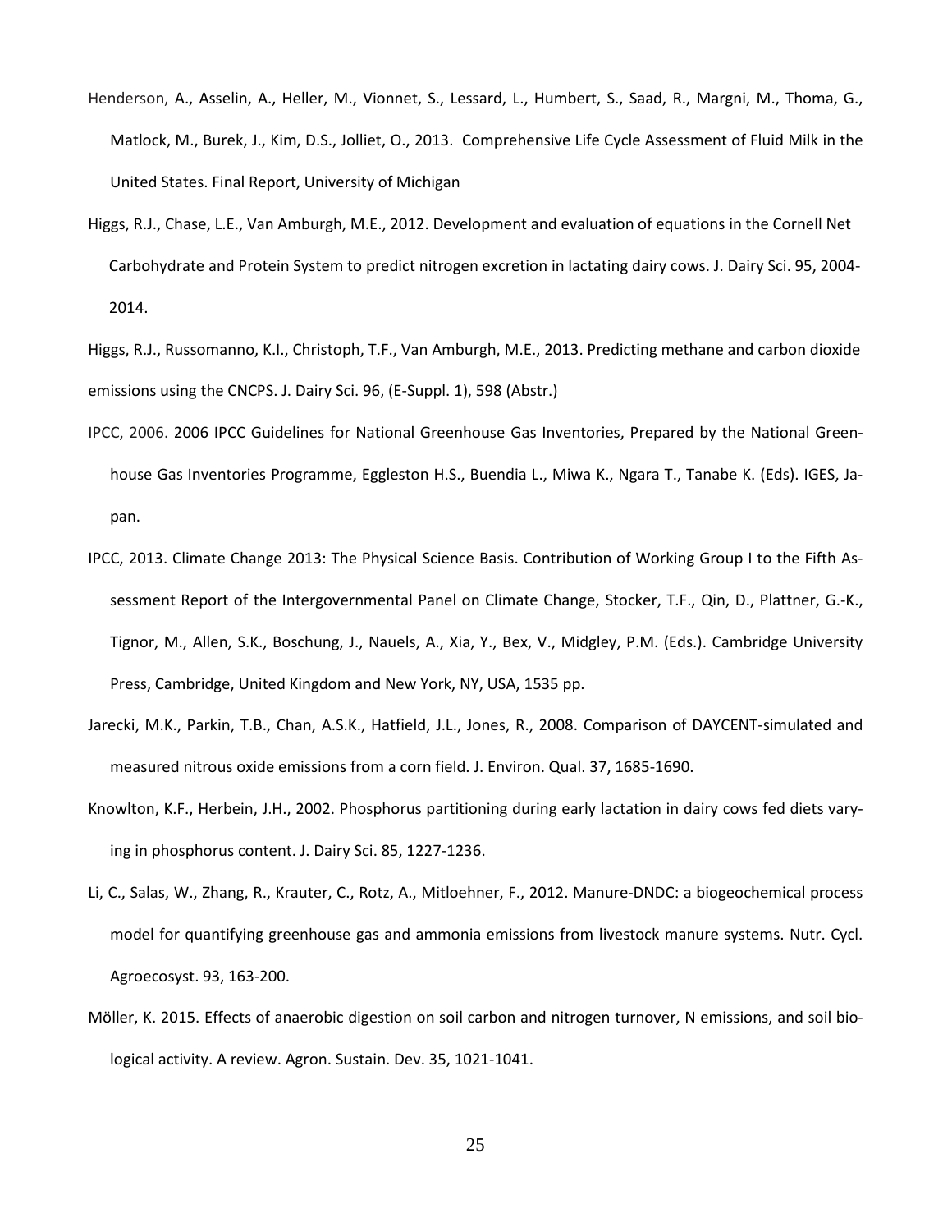Henderson, A., Asselin, A., Heller, M., Vionnet, S., Lessard, L., Humbert, S., Saad, R., Margni, M., Thoma, G., Matlock, M., Burek, J., Kim, D.S., Jolliet, O., 2013. Comprehensive Life Cycle Assessment of Fluid Milk in the United States. Final Report, University of Michigan

Higgs, R.J., Chase, L.E., Van Amburgh, M.E., 2012. Development and evaluation of equations in the Cornell Net Carbohydrate and Protein System to predict nitrogen excretion in lactating dairy cows. J. Dairy Sci. 95, 2004-2014.

Higgs, R.J., Russomanno, K.I., Christoph, T.F., Van Amburgh, M.E., 2013. Predicting methane and carbon dioxide emissions using the CNCPS. J. Dairy Sci. 96, (E-Suppl. 1), 598 (Abstr.)

IPCC, 2006. 2006 IPCC Guidelines for National Greenhouse Gas Inventories, Prepared by the National Greenhouse Gas Inventories Programme, Eggleston H.S., Buendia L., Miwa K., Ngara T., Tanabe K. (Eds). IGES, Japan.

IPCC, 2013. Climate Change 2013: The Physical Science Basis. Contribution of Working Group I to the Fifth Assessment Report of the Intergovernmental Panel on Climate Change, Stocker, T.F., Qin, D., Plattner, G.-K., Tignor, M., Allen, S.K., Boschung, J., Nauels, A., Xia, Y., Bex, V., Midgley, P.M. (Eds.). Cambridge University Press, Cambridge, United Kingdom and New York, NY, USA, 1535 pp.

Jarecki, M.K., Parkin, T.B., Chan, A.S.K., Hatfield, J.L., Jones, R., 2008. Comparison of DAYCENT-simulated and measured nitrous oxide emissions from a corn field. J. Environ. Qual. 37, 1685-1690.

Knowlton, K.F., Herbein, J.H., 2002. Phosphorus partitioning during early lactation in dairy cows fed diets varying in phosphorus content. J. Dairy Sci. 85, 1227-1236.

Li, C., Salas, W., Zhang, R., Krauter, C., Rotz, A., Mitloehner, F., 2012. Manure-DNDC: a biogeochemical process model for quantifying greenhouse gas and ammonia emissions from livestock manure systems. Nutr. Cycl. Agroecosyst. 93, 163-200.

Möller, K. 2015. Effects of anaerobic digestion on soil carbon and nitrogen turnover, N emissions, and soil biological activity. A review. Agron. Sustain. Dev. 35, 1021-1041.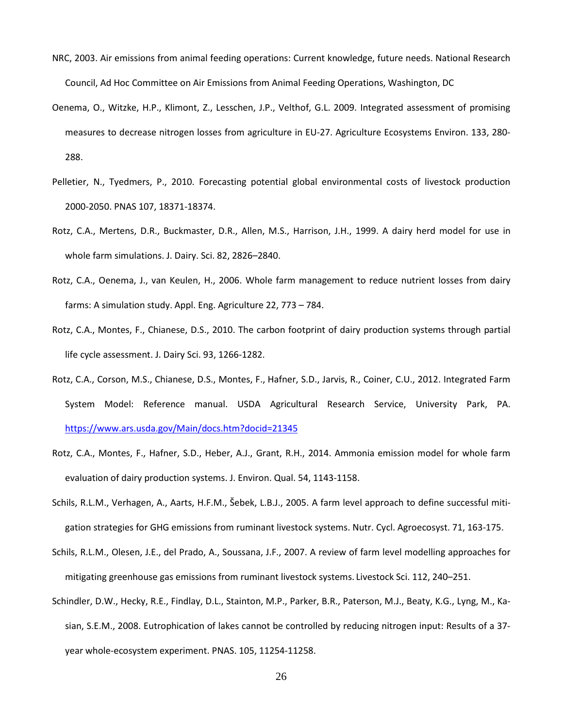NRC, 2003. Air emissions from animal feeding operations: Current knowledge, future needs. National Research Council, Ad Hoc Committee on Air Emissions from Animal Feeding Operations, Washington, DC

Oenema, O., Witzke, H.P., Klimont, Z., Lesschen, J.P., Velthof, G.L. 2009. Integrated assessment of promising measures to decrease nitrogen losses from agriculture in EU-27. Agriculture Ecosystems Environ. 133, 280-288.

Pelletier, N., Tyedmers, P., 2010. Forecasting potential global environmental costs of livestock production 2000-2050. PNAS 107, 18371-18374.

Rotz, C.A., Mertens, D.R., Buckmaster, D.R., Allen, M.S., Harrison, J.H., 1999. A dairy herd model for use in whole farm simulations. J. Dairy. Sci. 82, 2826–2840.

Rotz, C.A., Oenema, J., van Keulen, H., 2006. Whole farm management to reduce nutrient losses from dairy farms: A simulation study. Appl. Eng. Agriculture 22, 773 – 784.

Rotz, C.A., Montes, F., Chianese, D.S., 2010. The carbon footprint of dairy production systems through partial life cycle assessment. J. Dairy Sci. 93, 1266-1282.

Rotz, C.A., Corson, M.S., Chianese, D.S., Montes, F., Hafner, S.D., Jarvis, R., Coiner, C.U., 2012. Integrated Farm System Model: Reference manual. USDA Agricultural Research Service, University Park, PA. https://www.ars.usda.gov/Main/docs.htm?docid=21345

Rotz, C.A., Montes, F., Hafner, S.D., Heber, A.J., Grant, R.H., 2014. Ammonia emission model for whole farm evaluation of dairy production systems. J. Environ. Qual. 54, 1143-1158.

Schils, R.L.M., Verhagen, A., Aarts, H.F.M., Šebek, L.B.J., 2005. A farm level approach to define successful mitigation strategies for GHG emissions from ruminant livestock systems. Nutr. Cycl. Agroecosyst. 71, 163-175.

Schils, R.L.M., Olesen, J.E., del Prado, A., Soussana, J.F., 2007. A review of farm level modelling approaches for mitigating greenhouse gas emissions from ruminant livestock systems. Livestock Sci. 112, 240–251.

Schindler, D.W., Hecky, R.E., Findlay, D.L., Stainton, M.P., Parker, B.R., Paterson, M.J., Beaty, K.G., Lyng, M., Kasian, S.E.M., 2008. Eutrophication of lakes cannot be controlled by reducing nitrogen input: Results of a 37-year whole-ecosystem experiment. PNAS. 105, 11254-11258.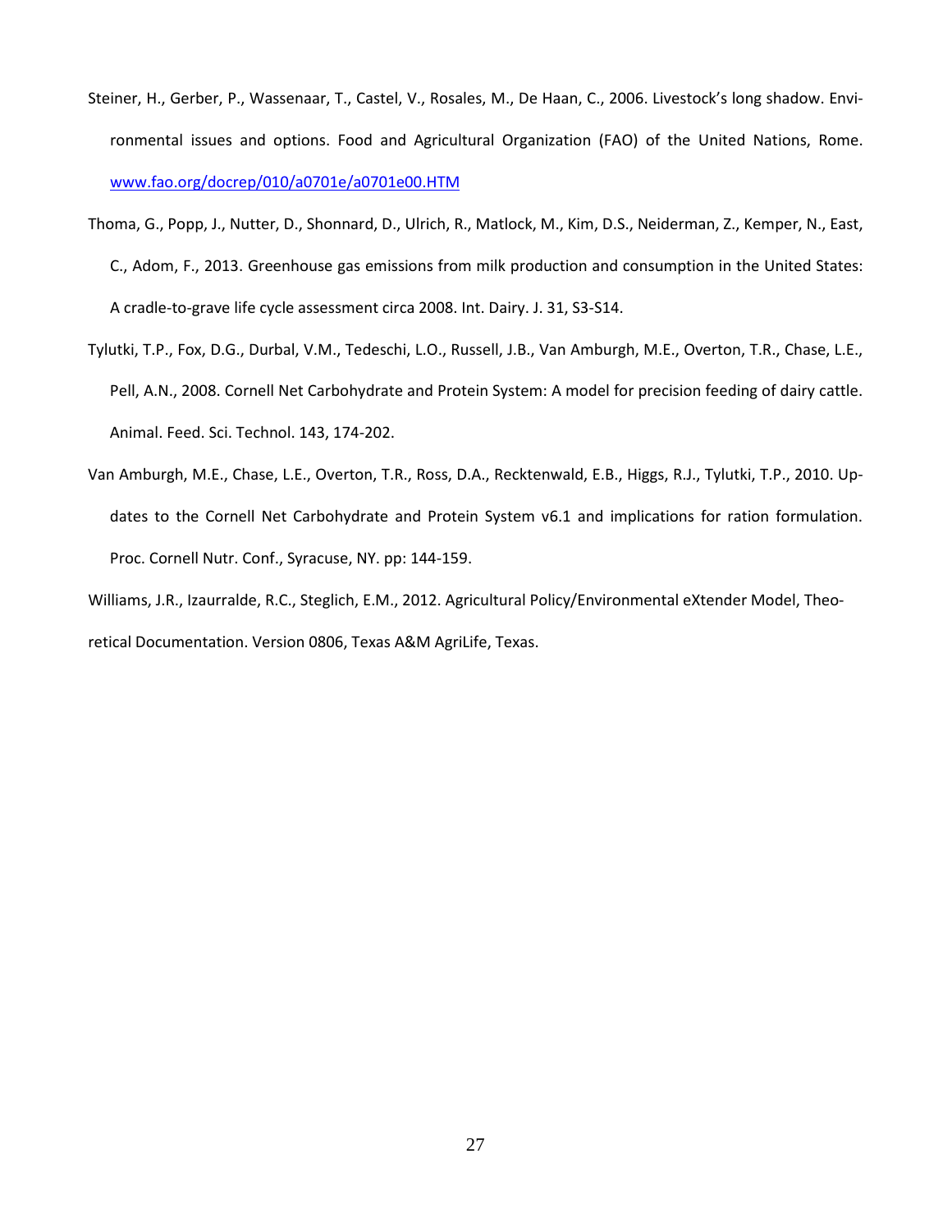Steiner, H., Gerber, P., Wassenaar, T., Castel, V., Rosales, M., De Haan, C., 2006. Livestock's long shadow. Environmental issues and options. Food and Agricultural Organization (FAO) of the United Nations, Rome. www.fao.org/docrep/010/a0701e/a0701e00.HTM

Thoma, G., Popp, J., Nutter, D., Shonnard, D., Ulrich, R., Matlock, M., Kim, D.S., Neiderman, Z., Kemper, N., East, C., Adom, F., 2013. Greenhouse gas emissions from milk production and consumption in the United States: A cradle-to-grave life cycle assessment circa 2008. Int. Dairy. J. 31, S3-S14.

Tylutki, T.P., Fox, D.G., Durbal, V.M., Tedeschi, L.O., Russell, J.B., Van Amburgh, M.E., Overton, T.R., Chase, L.E., Pell, A.N., 2008. Cornell Net Carbohydrate and Protein System: A model for precision feeding of dairy cattle. Animal. Feed. Sci. Technol. 143, 174-202.

Van Amburgh, M.E., Chase, L.E., Overton, T.R., Ross, D.A., Recktenwald, E.B., Higgs, R.J., Tylutki, T.P., 2010. Updates to the Cornell Net Carbohydrate and Protein System v6.1 and implications for ration formulation. Proc. Cornell Nutr. Conf., Syracuse, NY. pp: 144-159.

Williams, J.R., Izaurralde, R.C., Steglich, E.M., 2012. Agricultural Policy/Environmental eXtender Model, Theoretical Documentation. Version 0806, Texas A&M AgriLife, Texas.